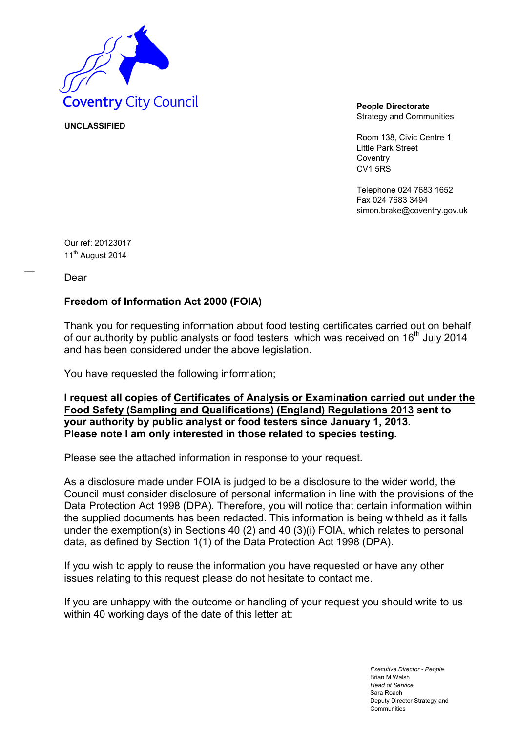Coventry City Council

**UNCLASSIFIED**

**People Directorate**
Strategy and Communities

Room 138, Civic Centre 1
Little Park Street
Coventry
CV1 5RS

Telephone 024 7683 1652
Fax 024 7683 3494
simon.brake@coventry.gov.uk

Our ref: 20123017
11th August 2014

Dear

**Freedom of Information Act 2000 (FOIA)**

Thank you for requesting information about food testing certificates carried out on behalf of our authority by public analysts or food testers, which was received on 16th July 2014 and has been considered under the above legislation.

You have requested the following information;

**I request all copies of Certificates of Analysis or Examination carried out under the Food Safety (Sampling and Qualifications) (England) Regulations 2013 sent to your authority by public analyst or food testers since January 1, 2013. Please note I am only interested in those related to species testing.**

Please see the attached information in response to your request.

As a disclosure made under FOIA is judged to be a disclosure to the wider world, the Council must consider disclosure of personal information in line with the provisions of the Data Protection Act 1998 (DPA). Therefore, you will notice that certain information within the supplied documents has been redacted. This information is being withheld as it falls under the exemption(s) in Sections 40 (2) and 40 (3)(i) FOIA, which relates to personal data, as defined by Section 1(1) of the Data Protection Act 1998 (DPA).

If you wish to apply to reuse the information you have requested or have any other issues relating to this request please do not hesitate to contact me.

If you are unhappy with the outcome or handling of your request you should write to us within 40 working days of the date of this letter at:

*Executive Director - People*
Brian M Walsh
*Head of Service*
Sara Roach
Deputy Director Strategy and Communities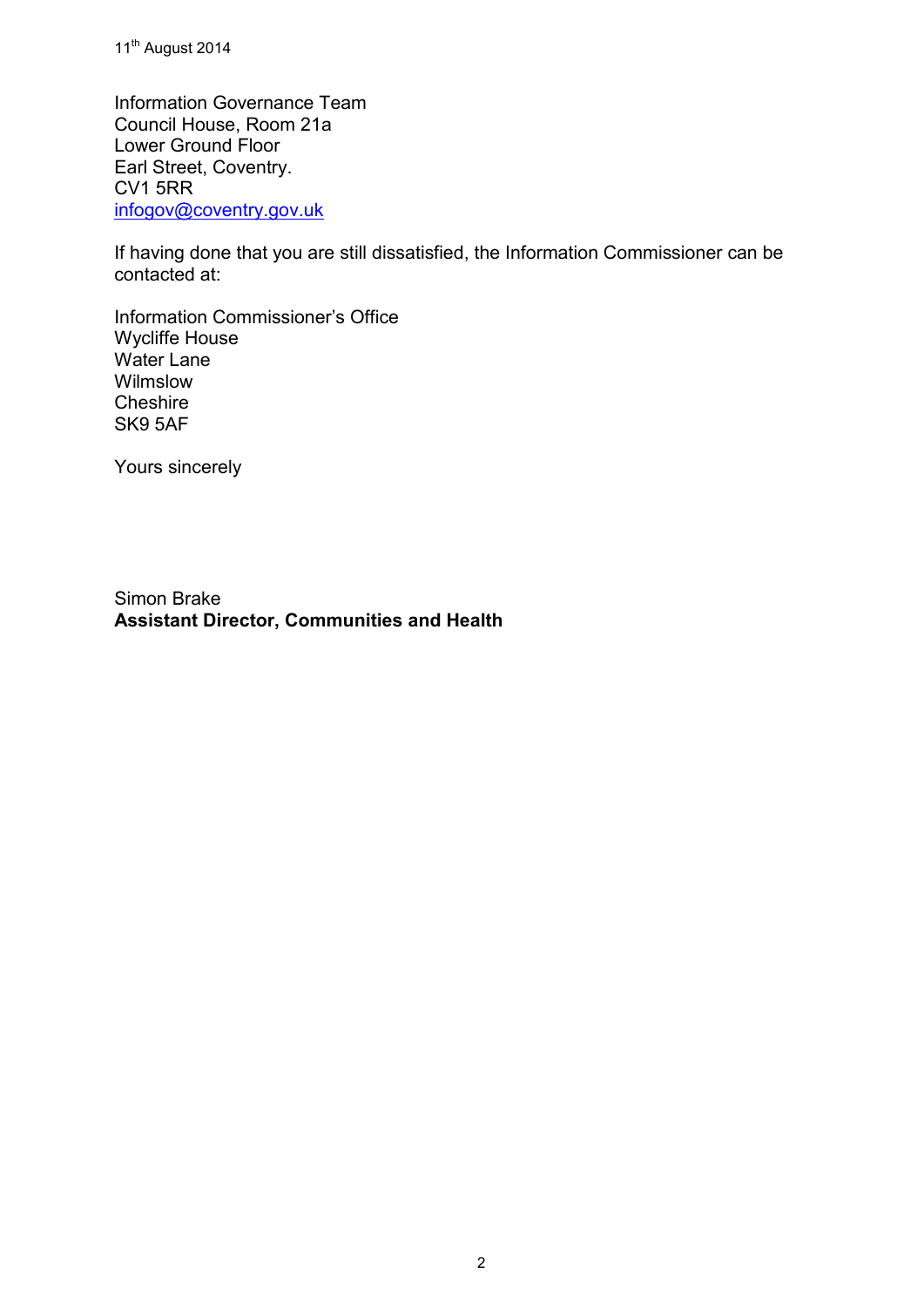11th August 2014

Information Governance Team
Council House, Room 21a
Lower Ground Floor
Earl Street, Coventry.
CV1 5RR
infogov@coventry.gov.uk

If having done that you are still dissatisfied, the Information Commissioner can be contacted at:

Information Commissioner's Office
Wycliffe House
Water Lane
Wilmslow
Cheshire
SK9 5AF

Yours sincerely

Simon Brake
**Assistant Director, Communities and Health**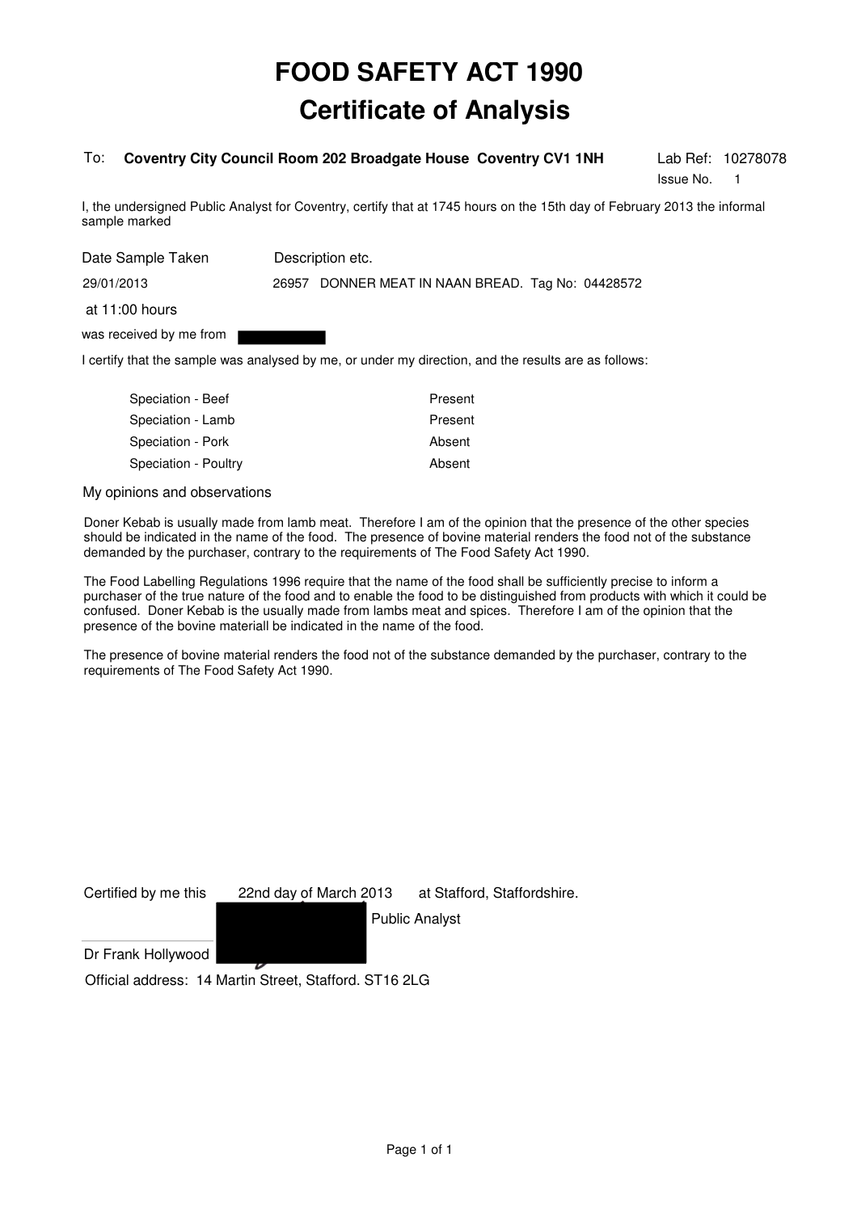# FOOD SAFETY ACT 1990
# Certificate of Analysis

To: **Coventry City Council Room 202 Broadgate House Coventry CV1 1NH**

Lab Ref: 10278078
Issue No. 1

I, the undersigned Public Analyst for Coventry, certify that at 1745 hours on the 15th day of February 2013 the informal sample marked

| Date Sample Taken | Description etc. |
|---|---|
| 29/01/2013 | 26957 DONNER MEAT IN NAAN BREAD. Tag No: 04428572 |

at 11:00 hours

was received by me from

I certify that the sample was analysed by me, or under my direction, and the results are as follows:

| | |
|---|---|
| Speciation - Beef | Present |
| Speciation - Lamb | Present |
| Speciation - Pork | Absent |
| Speciation - Poultry | Absent |

My opinions and observations

Doner Kebab is usually made from lamb meat. Therefore I am of the opinion that the presence of the other species should be indicated in the name of the food. The presence of bovine material renders the food not of the substance demanded by the purchaser, contrary to the requirements of The Food Safety Act 1990.

The Food Labelling Regulations 1996 require that the name of the food shall be sufficiently precise to inform a purchaser of the true nature of the food and to enable the food to be distinguished from products with which it could be confused. Doner Kebab is the usually made from lambs meat and spices. Therefore I am of the opinion that the presence of the bovine materiall be indicated in the name of the food.

The presence of bovine material renders the food not of the substance demanded by the purchaser, contrary to the requirements of The Food Safety Act 1990.

Certified by me this 22nd day of March 2013 at Stafford, Staffordshire.

Public Analyst

Dr Frank Hollywood

Official address: 14 Martin Street, Stafford. ST16 2LG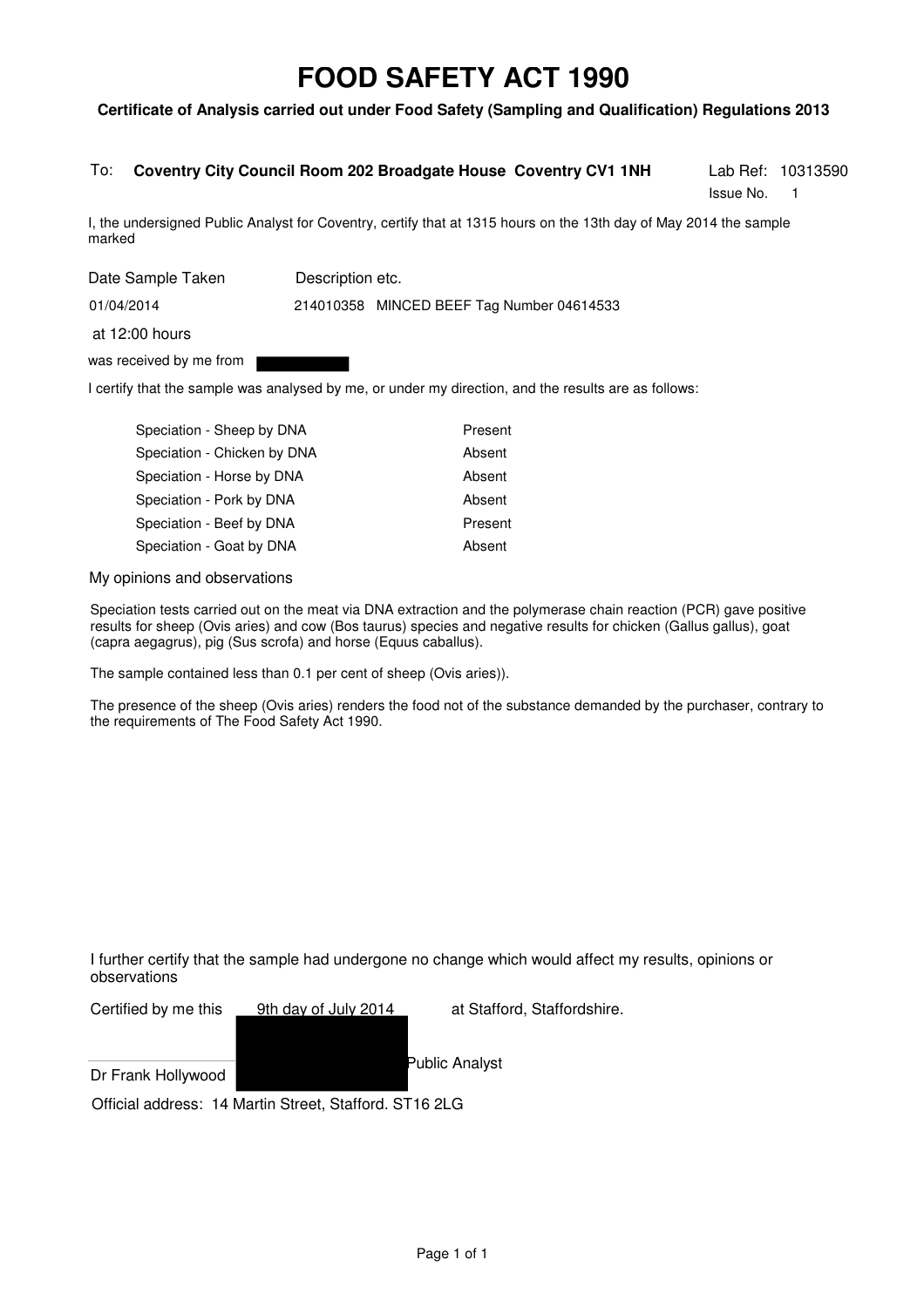# FOOD SAFETY ACT 1990

**Certificate of Analysis carried out under Food Safety (Sampling and Qualification) Regulations 2013**

To: **Coventry City Council Room 202 Broadgate House Coventry CV1 1NH**

Lab Ref: 10313590
Issue No. 1

I, the undersigned Public Analyst for Coventry, certify that at 1315 hours on the 13th day of May 2014 the sample marked

| Date Sample Taken | Description etc. |
| --- | --- |
| 01/04/2014 | 214010358 MINCED BEEF Tag Number 04614533 |

at 12:00 hours

was received by me from

I certify that the sample was analysed by me, or under my direction, and the results are as follows:

| | |
| --- | --- |
| Speciation - Sheep by DNA | Present |
| Speciation - Chicken by DNA | Absent |
| Speciation - Horse by DNA | Absent |
| Speciation - Pork by DNA | Absent |
| Speciation - Beef by DNA | Present |
| Speciation - Goat by DNA | Absent |

My opinions and observations

Speciation tests carried out on the meat via DNA extraction and the polymerase chain reaction (PCR) gave positive results for sheep (Ovis aries) and cow (Bos taurus) species and negative results for chicken (Gallus gallus), goat (capra aegagrus), pig (Sus scrofa) and horse (Equus caballus).

The sample contained less than 0.1 per cent of sheep (Ovis aries)).

The presence of the sheep (Ovis aries) renders the food not of the substance demanded by the purchaser, contrary to the requirements of The Food Safety Act 1990.

I further certify that the sample had undergone no change which would affect my results, opinions or observations

Certified by me this 9th day of July 2014 at Stafford, Staffordshire.

Dr Frank Hollywood Public Analyst

Official address: 14 Martin Street, Stafford. ST16 2LG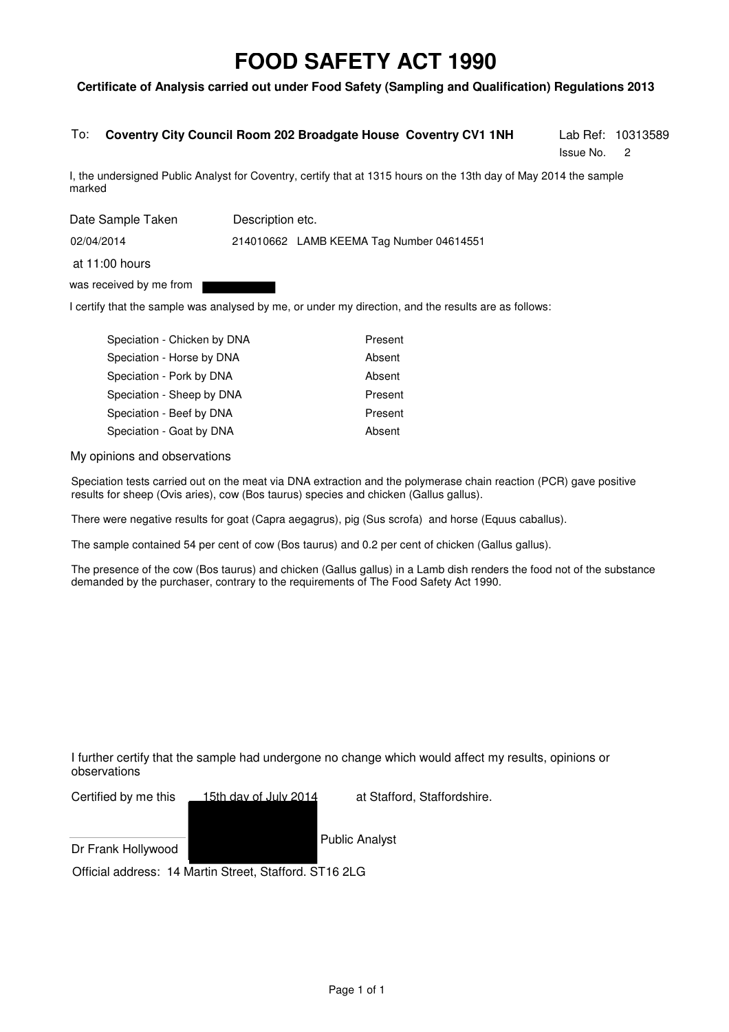# FOOD SAFETY ACT 1990

**Certificate of Analysis carried out under Food Safety (Sampling and Qualification) Regulations 2013**

To: **Coventry City Council Room 202 Broadgate House Coventry CV1 1NH**

Lab Ref: 10313589
Issue No. 2

I, the undersigned Public Analyst for Coventry, certify that at 1315 hours on the 13th day of May 2014 the sample marked

| Date Sample Taken | Description etc. |
|---|---|
| 02/04/2014 | 214010662 LAMB KEEMA Tag Number 04614551 |

at 11:00 hours

was received by me from

I certify that the sample was analysed by me, or under my direction, and the results are as follows:

| Test | Result |
|---|---|
| Speciation - Chicken by DNA | Present |
| Speciation - Horse by DNA | Absent |
| Speciation - Pork by DNA | Absent |
| Speciation - Sheep by DNA | Present |
| Speciation - Beef by DNA | Present |
| Speciation - Goat by DNA | Absent |

My opinions and observations

Speciation tests carried out on the meat via DNA extraction and the polymerase chain reaction (PCR) gave positive results for sheep (Ovis aries), cow (Bos taurus) species and chicken (Gallus gallus).

There were negative results for goat (Capra aegagrus), pig (Sus scrofa) and horse (Equus caballus).

The sample contained 54 per cent of cow (Bos taurus) and 0.2 per cent of chicken (Gallus gallus).

The presence of the cow (Bos taurus) and chicken (Gallus gallus) in a Lamb dish renders the food not of the substance demanded by the purchaser, contrary to the requirements of The Food Safety Act 1990.

I further certify that the sample had undergone no change which would affect my results, opinions or observations

Certified by me this 15th day of July 2014 at Stafford, Staffordshire.

Dr Frank Hollywood Public Analyst

Official address: 14 Martin Street, Stafford. ST16 2LG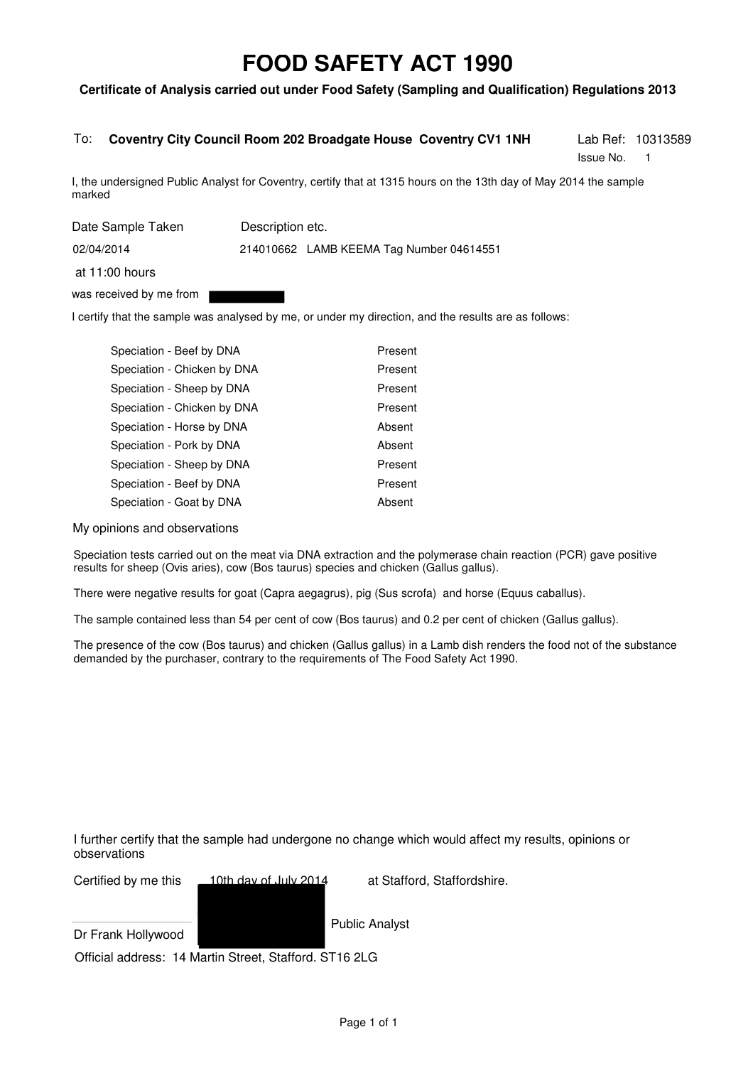# FOOD SAFETY ACT 1990

**Certificate of Analysis carried out under Food Safety (Sampling and Qualification) Regulations 2013**

To: **Coventry City Council Room 202 Broadgate House Coventry CV1 1NH**

Lab Ref: 10313589

Issue No. 1

I, the undersigned Public Analyst for Coventry, certify that at 1315 hours on the 13th day of May 2014 the sample marked

| Date Sample Taken | Description etc. |
|---|---|
| 02/04/2014 | 214010662 LAMB KEEMA Tag Number 04614551 |

at 11:00 hours

was received by me from ██████

I certify that the sample was analysed by me, or under my direction, and the results are as follows:

| Test | Result |
|---|---|
| Speciation - Beef by DNA | Present |
| Speciation - Chicken by DNA | Present |
| Speciation - Sheep by DNA | Present |
| Speciation - Chicken by DNA | Present |
| Speciation - Horse by DNA | Absent |
| Speciation - Pork by DNA | Absent |
| Speciation - Sheep by DNA | Present |
| Speciation - Beef by DNA | Present |
| Speciation - Goat by DNA | Absent |

My opinions and observations

Speciation tests carried out on the meat via DNA extraction and the polymerase chain reaction (PCR) gave positive results for sheep (Ovis aries), cow (Bos taurus) species and chicken (Gallus gallus).

There were negative results for goat (Capra aegagrus), pig (Sus scrofa) and horse (Equus caballus).

The sample contained less than 54 per cent of cow (Bos taurus) and 0.2 per cent of chicken (Gallus gallus).

The presence of the cow (Bos taurus) and chicken (Gallus gallus) in a Lamb dish renders the food not of the substance demanded by the purchaser, contrary to the requirements of The Food Safety Act 1990.

I further certify that the sample had undergone no change which would affect my results, opinions or observations

Certified by me this 10th day of July 2014 at Stafford, Staffordshire.

Dr Frank Hollywood ██████ Public Analyst

Official address: 14 Martin Street, Stafford. ST16 2LG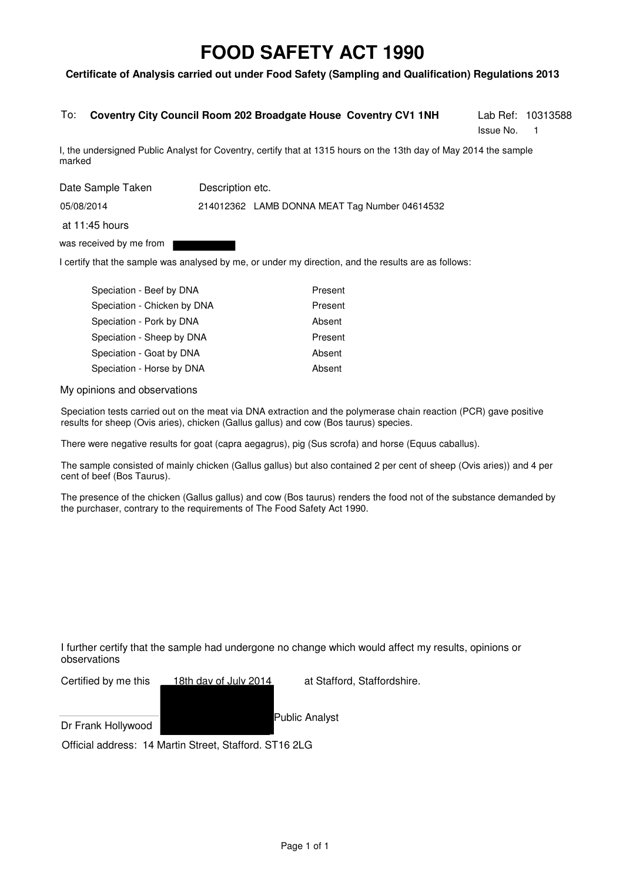# FOOD SAFETY ACT 1990

**Certificate of Analysis carried out under Food Safety (Sampling and Qualification) Regulations 2013**

To: **Coventry City Council Room 202 Broadgate House Coventry CV1 1NH**

Lab Ref: 10313588
Issue No. 1

I, the undersigned Public Analyst for Coventry, certify that at 1315 hours on the 13th day of May 2014 the sample marked

| Date Sample Taken | Description etc. |
|---|---|
| 05/08/2014 | 214012362 LAMB DONNA MEAT Tag Number 04614532 |

at 11:45 hours

was received by me from

I certify that the sample was analysed by me, or under my direction, and the results are as follows:

| | |
|---|---|
| Speciation - Beef by DNA | Present |
| Speciation - Chicken by DNA | Present |
| Speciation - Pork by DNA | Absent |
| Speciation - Sheep by DNA | Present |
| Speciation - Goat by DNA | Absent |
| Speciation - Horse by DNA | Absent |

My opinions and observations

Speciation tests carried out on the meat via DNA extraction and the polymerase chain reaction (PCR) gave positive results for sheep (Ovis aries), chicken (Gallus gallus) and cow (Bos taurus) species.

There were negative results for goat (capra aegagrus), pig (Sus scrofa) and horse (Equus caballus).

The sample consisted of mainly chicken (Gallus gallus) but also contained 2 per cent of sheep (Ovis aries)) and 4 per cent of beef (Bos Taurus).

The presence of the chicken (Gallus gallus) and cow (Bos taurus) renders the food not of the substance demanded by the purchaser, contrary to the requirements of The Food Safety Act 1990.

I further certify that the sample had undergone no change which would affect my results, opinions or observations

Certified by me this 18th day of July 2014 at Stafford, Staffordshire.

Dr Frank Hollywood Public Analyst

Official address: 14 Martin Street, Stafford. ST16 2LG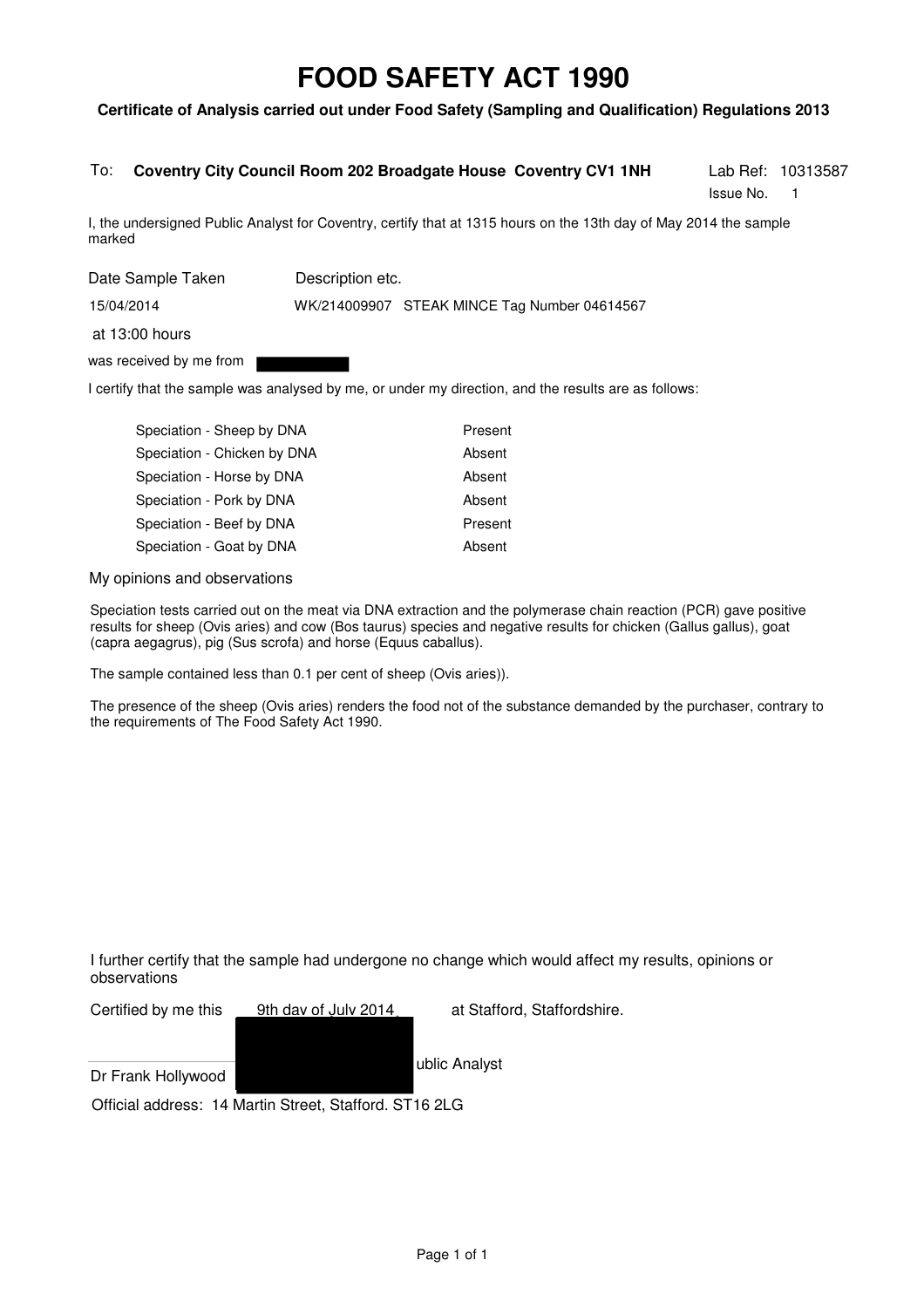# FOOD SAFETY ACT 1990

**Certificate of Analysis carried out under Food Safety (Sampling and Qualification) Regulations 2013**

To: **Coventry City Council Room 202 Broadgate House Coventry CV1 1NH**

Lab Ref: 10313587
Issue No. 1

I, the undersigned Public Analyst for Coventry, certify that at 1315 hours on the 13th day of May 2014 the sample marked

| Date Sample Taken | Description etc. |
|---|---|
| 15/04/2014 | WK/214009907 STEAK MINCE Tag Number 04614567 |

at 13:00 hours

was received by me from

I certify that the sample was analysed by me, or under my direction, and the results are as follows:

| | |
|---|---|
| Speciation - Sheep by DNA | Present |
| Speciation - Chicken by DNA | Absent |
| Speciation - Horse by DNA | Absent |
| Speciation - Pork by DNA | Absent |
| Speciation - Beef by DNA | Present |
| Speciation - Goat by DNA | Absent |

My opinions and observations

Speciation tests carried out on the meat via DNA extraction and the polymerase chain reaction (PCR) gave positive results for sheep (Ovis aries) and cow (Bos taurus) species and negative results for chicken (Gallus gallus), goat (capra aegagrus), pig (Sus scrofa) and horse (Equus caballus).

The sample contained less than 0.1 per cent of sheep (Ovis aries)).

The presence of the sheep (Ovis aries) renders the food not of the substance demanded by the purchaser, contrary to the requirements of The Food Safety Act 1990.

I further certify that the sample had undergone no change which would affect my results, opinions or observations

Certified by me this 9th day of July 2014 at Stafford, Staffordshire.

Dr Frank Hollywood ublic Analyst

Official address: 14 Martin Street, Stafford. ST16 2LG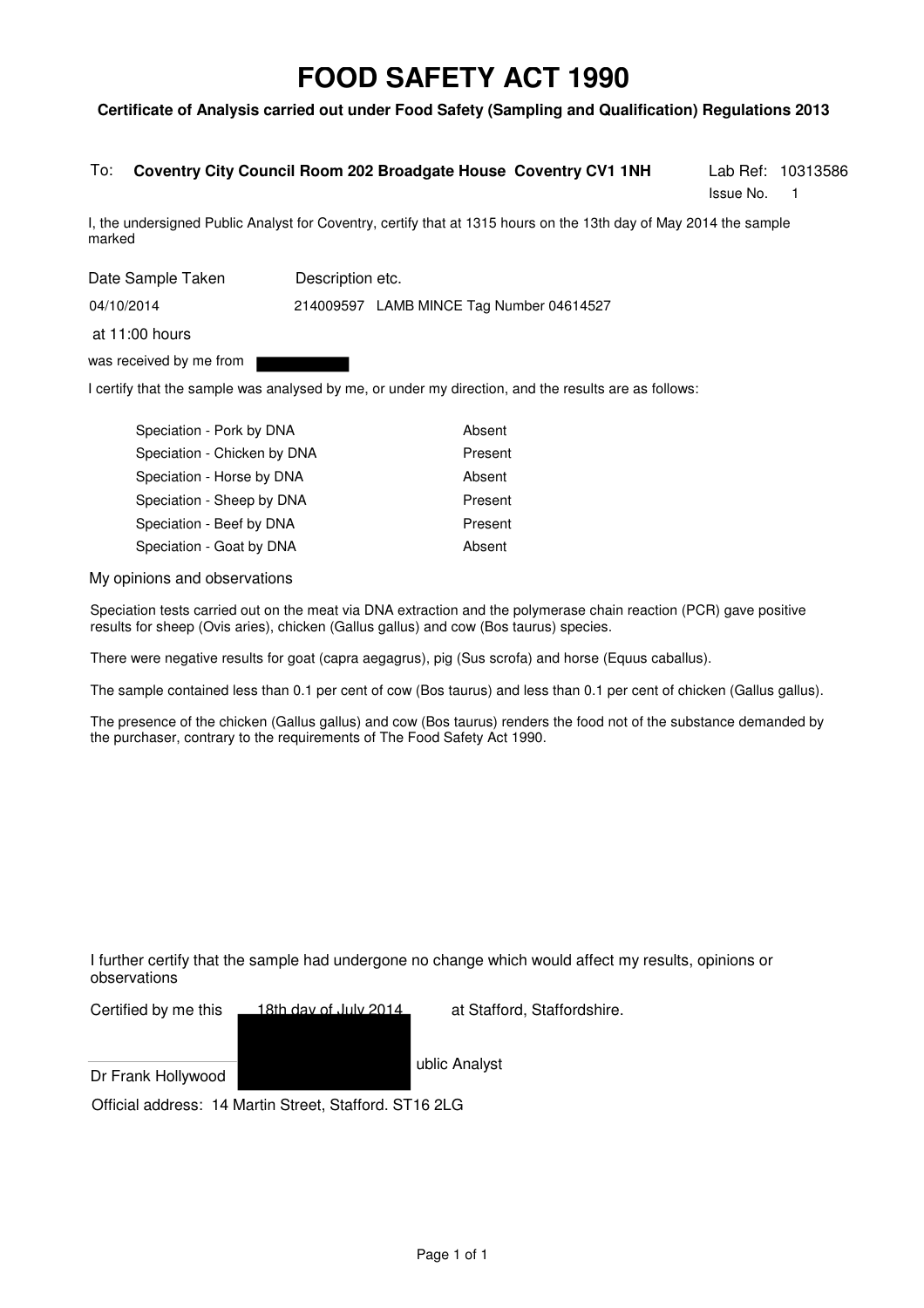# FOOD SAFETY ACT 1990

**Certificate of Analysis carried out under Food Safety (Sampling and Qualification) Regulations 2013**

To: **Coventry City Council Room 202 Broadgate House Coventry CV1 1NH**

Lab Ref: 10313586
Issue No. 1

I, the undersigned Public Analyst for Coventry, certify that at 1315 hours on the 13th day of May 2014 the sample marked

| Date Sample Taken | Description etc. |
|---|---|
| 04/10/2014 | 214009597 LAMB MINCE Tag Number 04614527 |

at 11:00 hours

was received by me from

I certify that the sample was analysed by me, or under my direction, and the results are as follows:

| Test | Result |
|---|---|
| Speciation - Pork by DNA | Absent |
| Speciation - Chicken by DNA | Present |
| Speciation - Horse by DNA | Absent |
| Speciation - Sheep by DNA | Present |
| Speciation - Beef by DNA | Present |
| Speciation - Goat by DNA | Absent |

My opinions and observations

Speciation tests carried out on the meat via DNA extraction and the polymerase chain reaction (PCR) gave positive results for sheep (Ovis aries), chicken (Gallus gallus) and cow (Bos taurus) species.

There were negative results for goat (capra aegagrus), pig (Sus scrofa) and horse (Equus caballus).

The sample contained less than 0.1 per cent of cow (Bos taurus) and less than 0.1 per cent of chicken (Gallus gallus).

The presence of the chicken (Gallus gallus) and cow (Bos taurus) renders the food not of the substance demanded by the purchaser, contrary to the requirements of The Food Safety Act 1990.

I further certify that the sample had undergone no change which would affect my results, opinions or observations

Certified by me this 18th day of July 2014 at Stafford, Staffordshire.

Dr Frank Hollywood ublic Analyst

Official address: 14 Martin Street, Stafford. ST16 2LG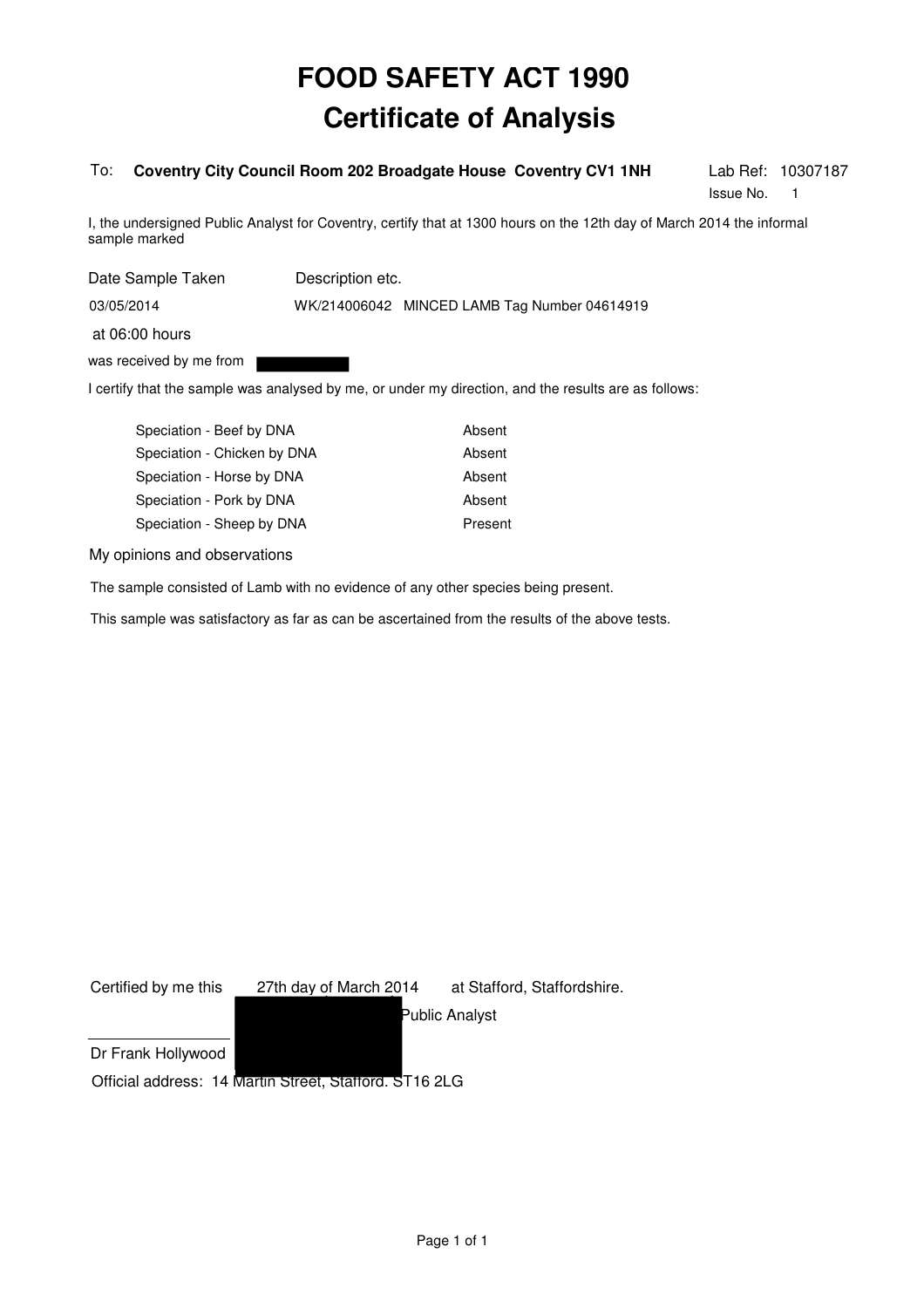# FOOD SAFETY ACT 1990

# Certificate of Analysis

To: **Coventry City Council Room 202 Broadgate House Coventry CV1 1NH**

Lab Ref: 10307187
Issue No. 1

I, the undersigned Public Analyst for Coventry, certify that at 1300 hours on the 12th day of March 2014 the informal sample marked

| Date Sample Taken | Description etc. |
|---|---|
| 03/05/2014 | WK/214006042 MINCED LAMB Tag Number 04614919 |

at 06:00 hours

was received by me from

I certify that the sample was analysed by me, or under my direction, and the results are as follows:

| | |
|---|---|
| Speciation - Beef by DNA | Absent |
| Speciation - Chicken by DNA | Absent |
| Speciation - Horse by DNA | Absent |
| Speciation - Pork by DNA | Absent |
| Speciation - Sheep by DNA | Present |

My opinions and observations

The sample consisted of Lamb with no evidence of any other species being present.

This sample was satisfactory as far as can be ascertained from the results of the above tests.

Certified by me this 27th day of March 2014 at Stafford, Staffordshire.

Public Analyst

Dr Frank Hollywood

Official address: 14 Martin Street, Stafford. ST16 2LG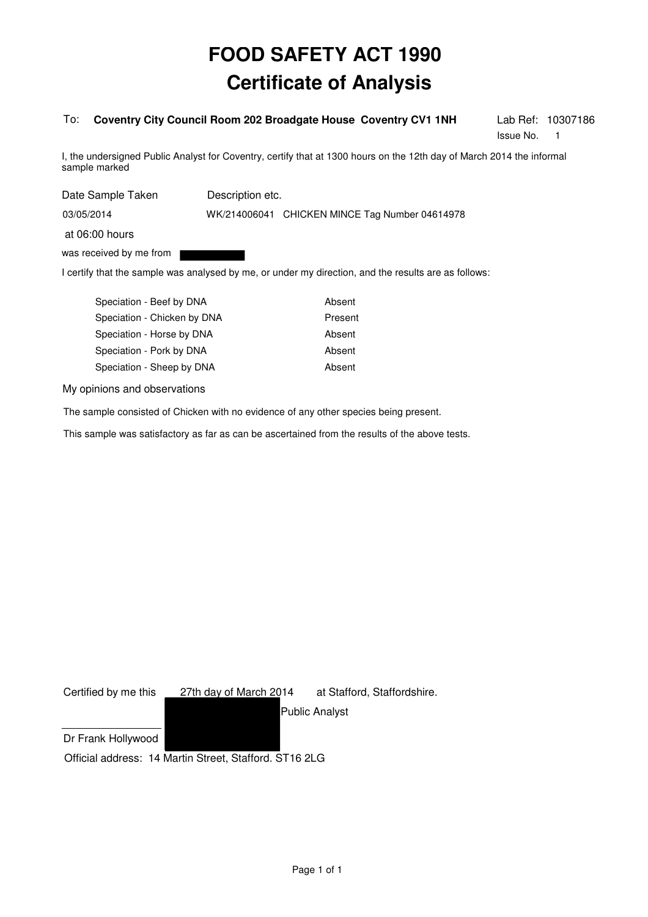# FOOD SAFETY ACT 1990
# Certificate of Analysis

To: **Coventry City Council Room 202 Broadgate House Coventry CV1 1NH**

Lab Ref: 10307186
Issue No. 1

I, the undersigned Public Analyst for Coventry, certify that at 1300 hours on the 12th day of March 2014 the informal sample marked

| Date Sample Taken | Description etc. |
|---|---|
| 03/05/2014 | WK/214006041 CHICKEN MINCE Tag Number 04614978 |

at 06:00 hours

was received by me from

I certify that the sample was analysed by me, or under my direction, and the results are as follows:

| | |
|---|---|
| Speciation - Beef by DNA | Absent |
| Speciation - Chicken by DNA | Present |
| Speciation - Horse by DNA | Absent |
| Speciation - Pork by DNA | Absent |
| Speciation - Sheep by DNA | Absent |

My opinions and observations

The sample consisted of Chicken with no evidence of any other species being present.

This sample was satisfactory as far as can be ascertained from the results of the above tests.

Certified by me this 27th day of March 2014 at Stafford, Staffordshire.

Public Analyst

Dr Frank Hollywood

Official address: 14 Martin Street, Stafford. ST16 2LG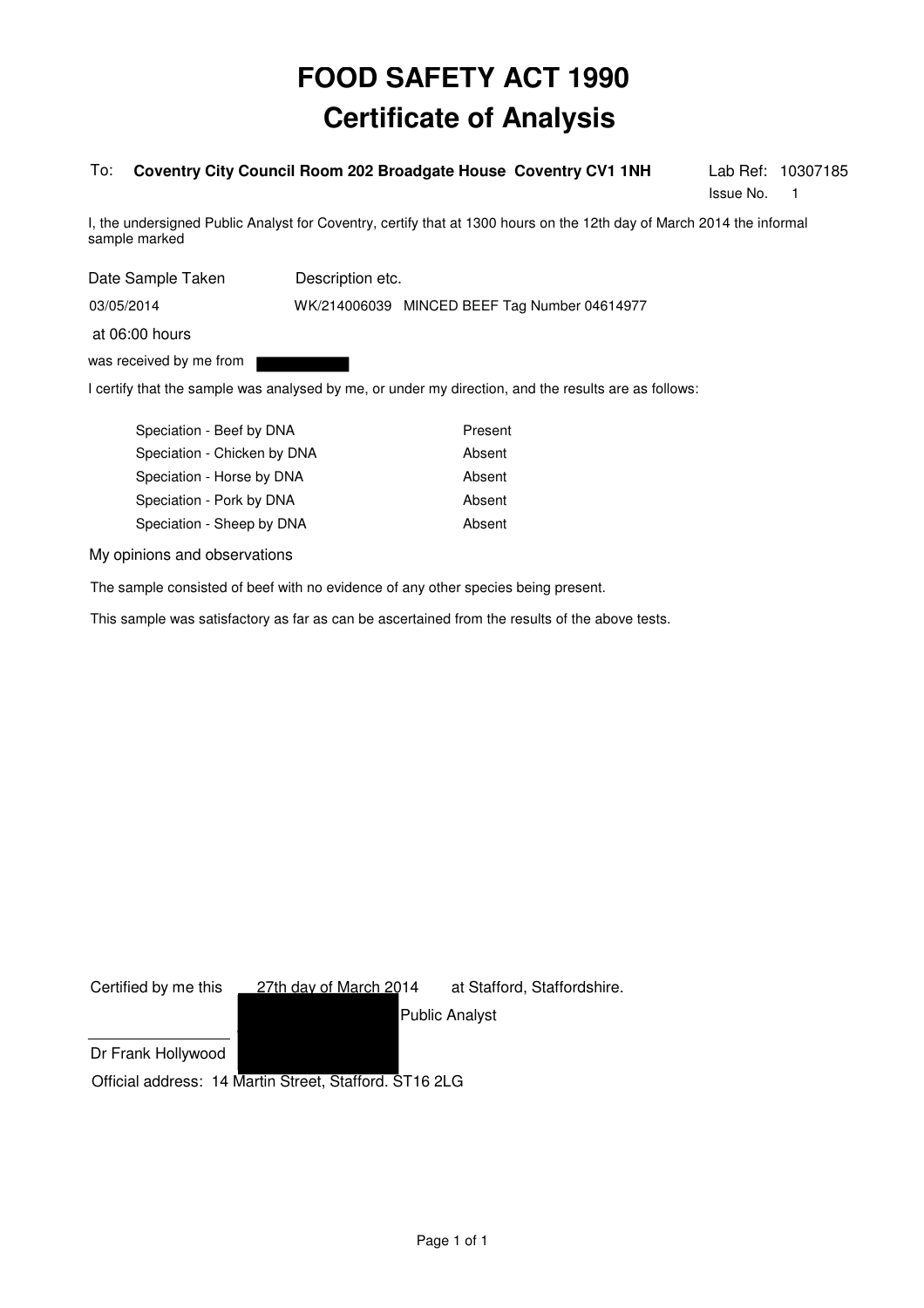# FOOD SAFETY ACT 1990
# Certificate of Analysis

To: **Coventry City Council Room 202 Broadgate House Coventry CV1 1NH**

Lab Ref: 10307185
Issue No. 1

I, the undersigned Public Analyst for Coventry, certify that at 1300 hours on the 12th day of March 2014 the informal sample marked

| Date Sample Taken | Description etc. |
| --- | --- |
| 03/05/2014 | WK/214006039 MINCED BEEF Tag Number 04614977 |

at 06:00 hours

was received by me from

I certify that the sample was analysed by me, or under my direction, and the results are as follows:

| | |
| --- | --- |
| Speciation - Beef by DNA | Present |
| Speciation - Chicken by DNA | Absent |
| Speciation - Horse by DNA | Absent |
| Speciation - Pork by DNA | Absent |
| Speciation - Sheep by DNA | Absent |

My opinions and observations

The sample consisted of beef with no evidence of any other species being present.

This sample was satisfactory as far as can be ascertained from the results of the above tests.

Certified by me this 27th day of March 2014 at Stafford, Staffordshire.

Public Analyst

Dr Frank Hollywood

Official address: 14 Martin Street, Stafford. ST16 2LG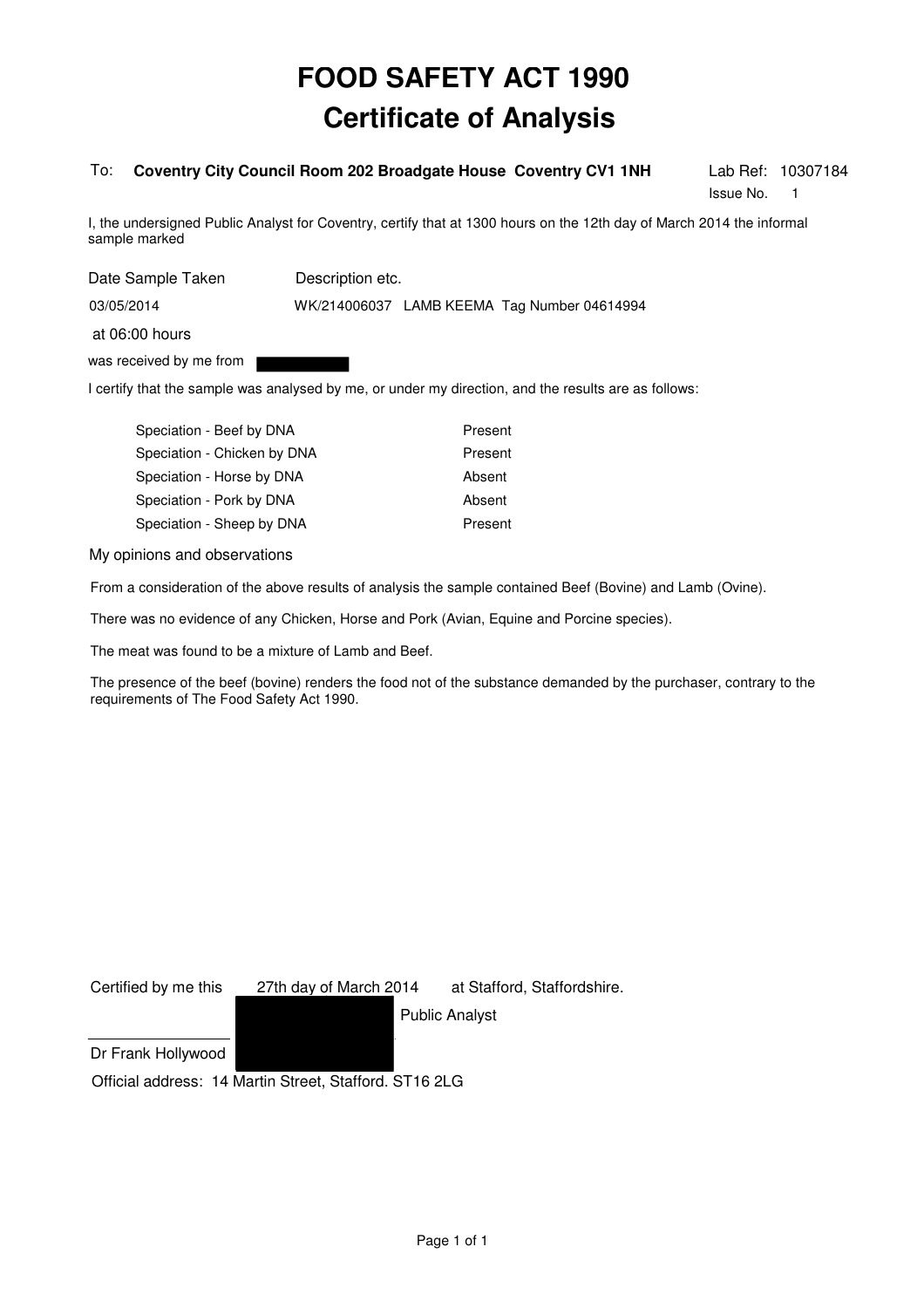# FOOD SAFETY ACT 1990
# Certificate of Analysis

To: **Coventry City Council Room 202 Broadgate House Coventry CV1 1NH**

Lab Ref: 10307184
Issue No. 1

I, the undersigned Public Analyst for Coventry, certify that at 1300 hours on the 12th day of March 2014 the informal sample marked

| Date Sample Taken | Description etc. |
|---|---|
| 03/05/2014 | WK/214006037 LAMB KEEMA Tag Number 04614994 |

at 06:00 hours

was received by me from

I certify that the sample was analysed by me, or under my direction, and the results are as follows:

| | |
|---|---|
| Speciation - Beef by DNA | Present |
| Speciation - Chicken by DNA | Present |
| Speciation - Horse by DNA | Absent |
| Speciation - Pork by DNA | Absent |
| Speciation - Sheep by DNA | Present |

My opinions and observations

From a consideration of the above results of analysis the sample contained Beef (Bovine) and Lamb (Ovine).

There was no evidence of any Chicken, Horse and Pork (Avian, Equine and Porcine species).

The meat was found to be a mixture of Lamb and Beef.

The presence of the beef (bovine) renders the food not of the substance demanded by the purchaser, contrary to the requirements of The Food Safety Act 1990.

Certified by me this 27th day of March 2014 at Stafford, Staffordshire.

Public Analyst

Dr Frank Hollywood

Official address: 14 Martin Street, Stafford. ST16 2LG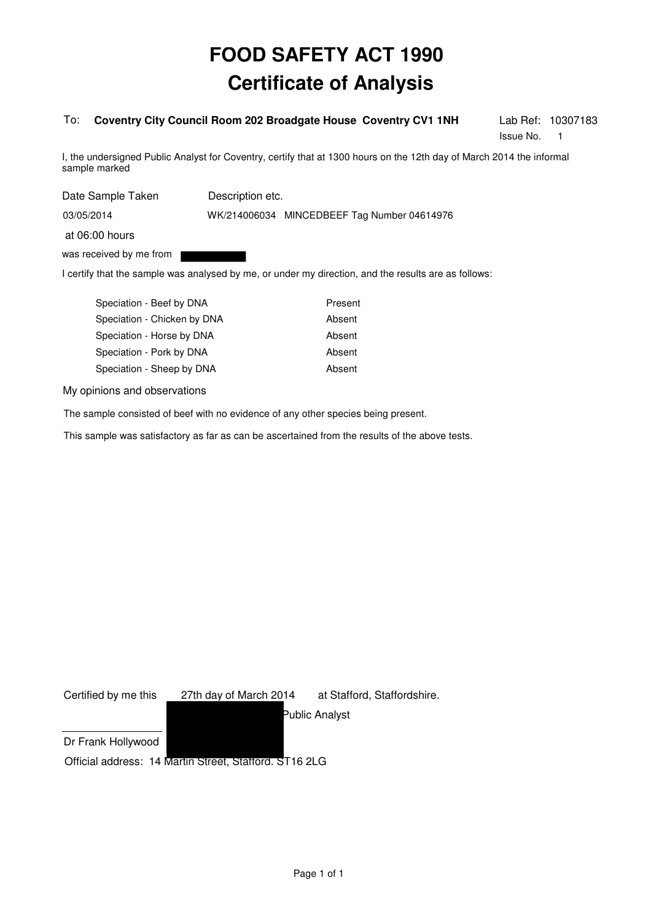# FOOD SAFETY ACT 1990
# Certificate of Analysis

To: **Coventry City Council Room 202 Broadgate House Coventry CV1 1NH**

Lab Ref: 10307183
Issue No. 1

I, the undersigned Public Analyst for Coventry, certify that at 1300 hours on the 12th day of March 2014 the informal sample marked

| Date Sample Taken | Description etc. |
|---|---|
| 03/05/2014 | WK/214006034 MINCEDBEEF Tag Number 04614976 |

at 06:00 hours

was received by me from

I certify that the sample was analysed by me, or under my direction, and the results are as follows:

| Test | Result |
|---|---|
| Speciation - Beef by DNA | Present |
| Speciation - Chicken by DNA | Absent |
| Speciation - Horse by DNA | Absent |
| Speciation - Pork by DNA | Absent |
| Speciation - Sheep by DNA | Absent |

My opinions and observations

The sample consisted of beef with no evidence of any other species being present.

This sample was satisfactory as far as can be ascertained from the results of the above tests.

Certified by me this 27th day of March 2014 at Stafford, Staffordshire.

Public Analyst

Dr Frank Hollywood

Official address: 14 Martin Street, Stafford. ST16 2LG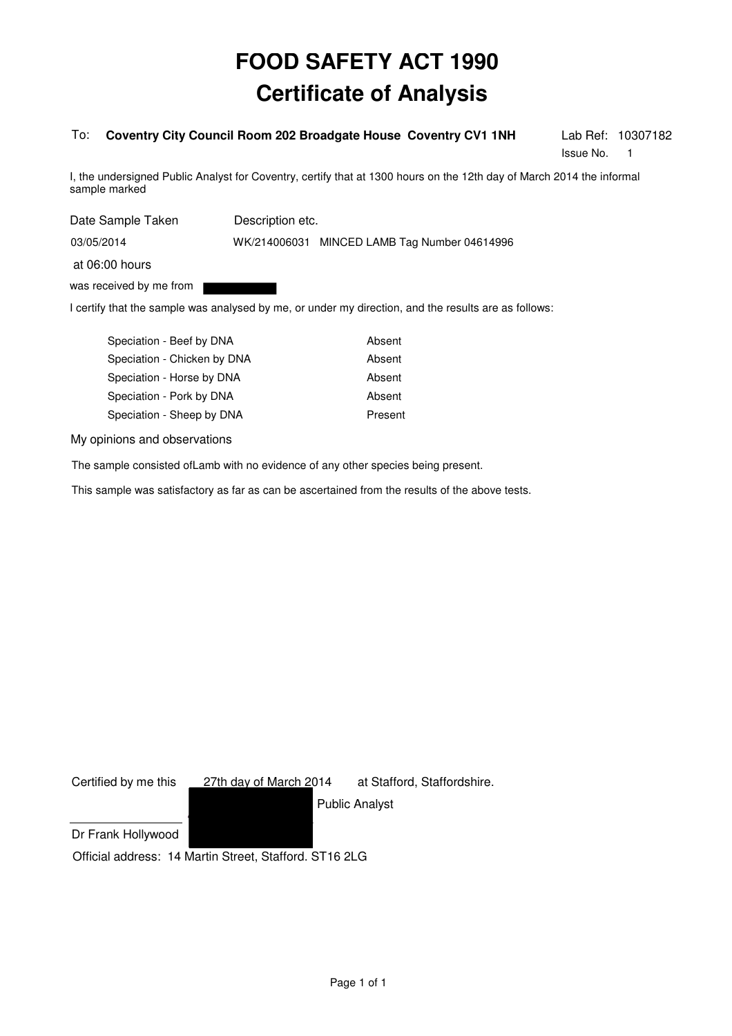# FOOD SAFETY ACT 1990
# Certificate of Analysis

To: **Coventry City Council Room 202 Broadgate House Coventry CV1 1NH**

Lab Ref: 10307182
Issue No. 1

I, the undersigned Public Analyst for Coventry, certify that at 1300 hours on the 12th day of March 2014 the informal sample marked

| Date Sample Taken | Description etc. |
|---|---|
| 03/05/2014 | WK/214006031 MINCED LAMB Tag Number 04614996 |

at 06:00 hours

was received by me from

I certify that the sample was analysed by me, or under my direction, and the results are as follows:

| | |
|---|---|
| Speciation - Beef by DNA | Absent |
| Speciation - Chicken by DNA | Absent |
| Speciation - Horse by DNA | Absent |
| Speciation - Pork by DNA | Absent |
| Speciation - Sheep by DNA | Present |

My opinions and observations

The sample consisted ofLamb with no evidence of any other species being present.

This sample was satisfactory as far as can be ascertained from the results of the above tests.

Certified by me this 27th day of March 2014 at Stafford, Staffordshire.

Public Analyst

Dr Frank Hollywood

Official address: 14 Martin Street, Stafford. ST16 2LG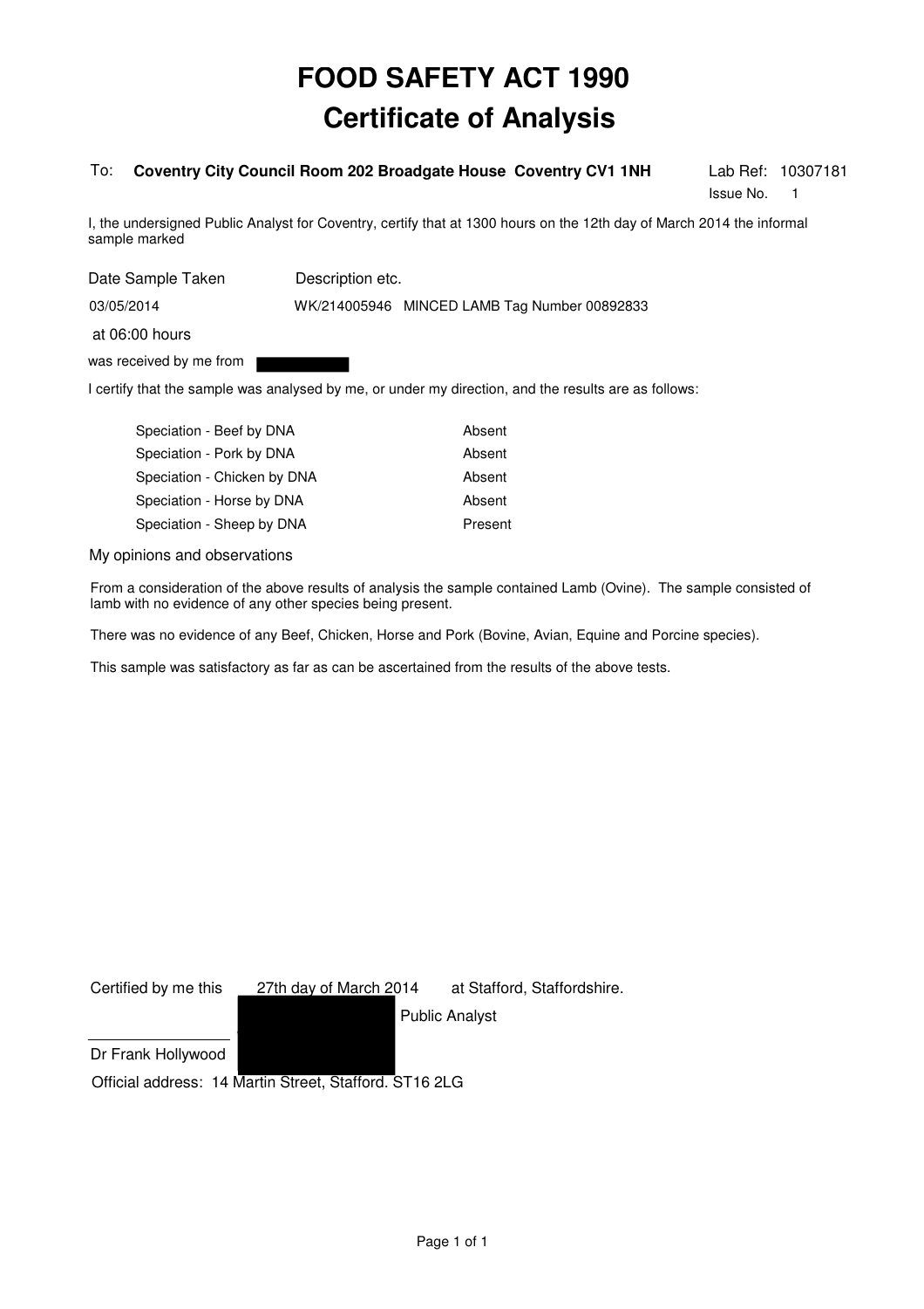# FOOD SAFETY ACT 1990
# Certificate of Analysis

To: **Coventry City Council Room 202 Broadgate House Coventry CV1 1NH**

Lab Ref: 10307181
Issue No. 1

I, the undersigned Public Analyst for Coventry, certify that at 1300 hours on the 12th day of March 2014 the informal sample marked

| Date Sample Taken | Description etc. |
|---|---|
| 03/05/2014 | WK/214005946 MINCED LAMB Tag Number 00892833 |

at 06:00 hours

was received by me from

I certify that the sample was analysed by me, or under my direction, and the results are as follows:

| | |
|---|---|
| Speciation - Beef by DNA | Absent |
| Speciation - Pork by DNA | Absent |
| Speciation - Chicken by DNA | Absent |
| Speciation - Horse by DNA | Absent |
| Speciation - Sheep by DNA | Present |

My opinions and observations

From a consideration of the above results of analysis the sample contained Lamb (Ovine). The sample consisted of lamb with no evidence of any other species being present.

There was no evidence of any Beef, Chicken, Horse and Pork (Bovine, Avian, Equine and Porcine species).

This sample was satisfactory as far as can be ascertained from the results of the above tests.

Certified by me this 27th day of March 2014 at Stafford, Staffordshire.

Public Analyst

Dr Frank Hollywood

Official address: 14 Martin Street, Stafford. ST16 2LG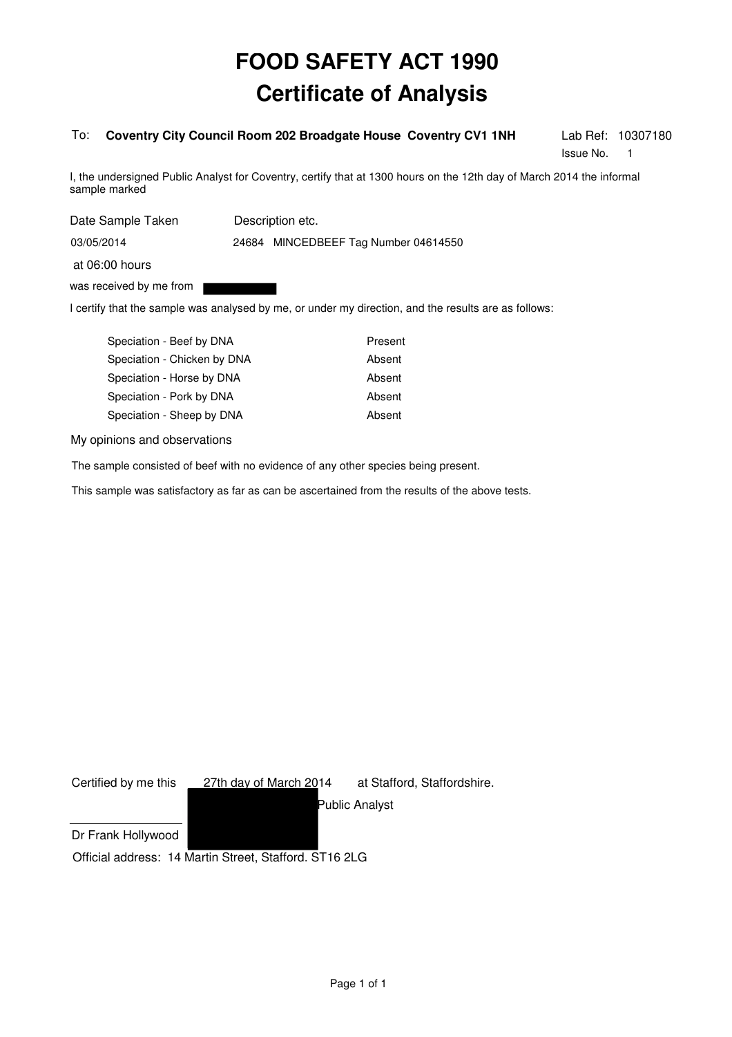# FOOD SAFETY ACT 1990
# Certificate of Analysis

To: **Coventry City Council Room 202 Broadgate House Coventry CV1 1NH**

Lab Ref: 10307180
Issue No. 1

I, the undersigned Public Analyst for Coventry, certify that at 1300 hours on the 12th day of March 2014 the informal sample marked

| Date Sample Taken | Description etc. |
|---|---|
| 03/05/2014 | 24684 MINCEDBEEF Tag Number 04614550 |

at 06:00 hours

was received by me from

I certify that the sample was analysed by me, or under my direction, and the results are as follows:

| | |
|---|---|
| Speciation - Beef by DNA | Present |
| Speciation - Chicken by DNA | Absent |
| Speciation - Horse by DNA | Absent |
| Speciation - Pork by DNA | Absent |
| Speciation - Sheep by DNA | Absent |

My opinions and observations

The sample consisted of beef with no evidence of any other species being present.

This sample was satisfactory as far as can be ascertained from the results of the above tests.

Certified by me this 27th day of March 2014 at Stafford, Staffordshire.

Public Analyst

Dr Frank Hollywood

Official address: 14 Martin Street, Stafford. ST16 2LG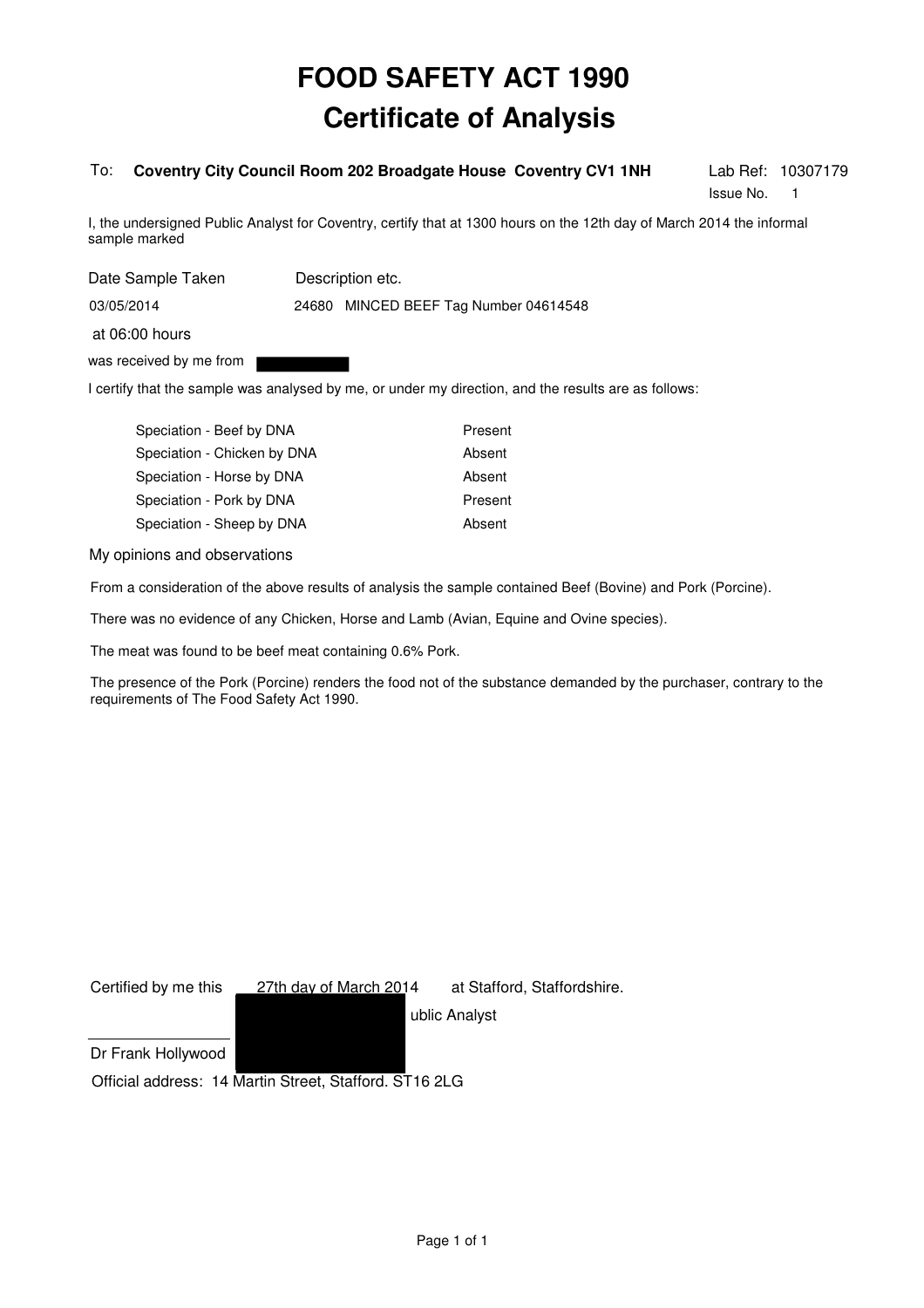# FOOD SAFETY ACT 1990
# Certificate of Analysis

To: **Coventry City Council Room 202 Broadgate House Coventry CV1 1NH**

Lab Ref: 10307179
Issue No. 1

I, the undersigned Public Analyst for Coventry, certify that at 1300 hours on the 12th day of March 2014 the informal sample marked

| Date Sample Taken | Description etc. |
|---|---|
| 03/05/2014 | 24680 MINCED BEEF Tag Number 04614548 |

at 06:00 hours

was received by me from

I certify that the sample was analysed by me, or under my direction, and the results are as follows:

| | |
|---|---|
| Speciation - Beef by DNA | Present |
| Speciation - Chicken by DNA | Absent |
| Speciation - Horse by DNA | Absent |
| Speciation - Pork by DNA | Present |
| Speciation - Sheep by DNA | Absent |

My opinions and observations

From a consideration of the above results of analysis the sample contained Beef (Bovine) and Pork (Porcine).

There was no evidence of any Chicken, Horse and Lamb (Avian, Equine and Ovine species).

The meat was found to be beef meat containing 0.6% Pork.

The presence of the Pork (Porcine) renders the food not of the substance demanded by the purchaser, contrary to the requirements of The Food Safety Act 1990.

Certified by me this 27th day of March 2014 at Stafford, Staffordshire.

ublic Analyst

Dr Frank Hollywood

Official address: 14 Martin Street, Stafford. ST16 2LG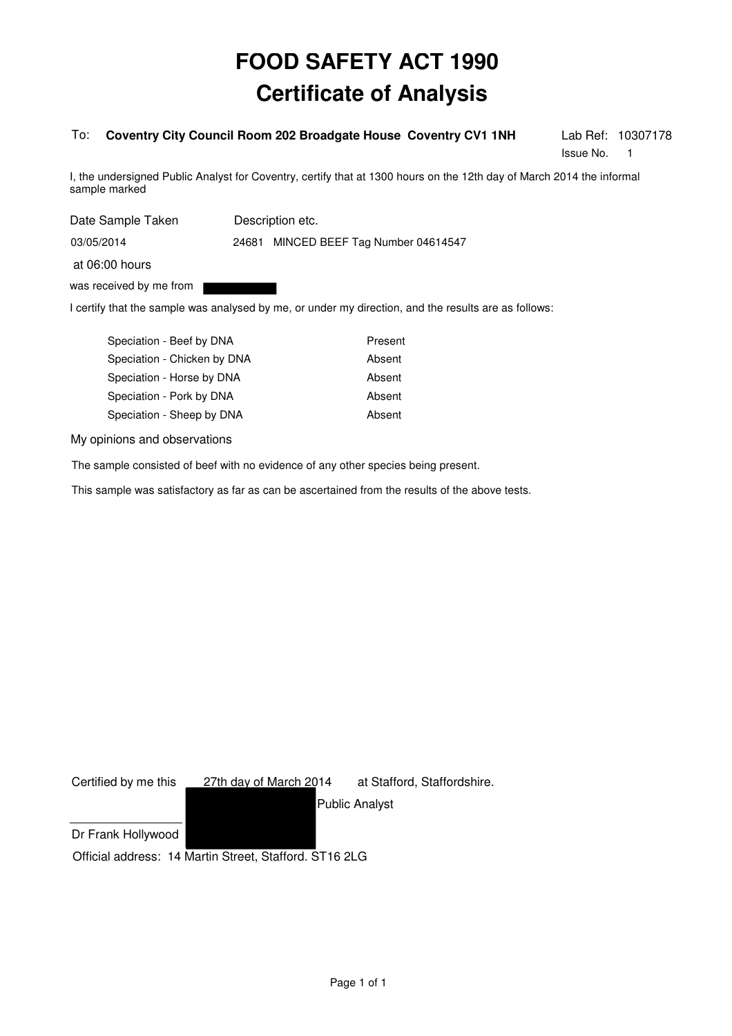# FOOD SAFETY ACT 1990
# Certificate of Analysis

To: **Coventry City Council Room 202 Broadgate House Coventry CV1 1NH**

Lab Ref: 10307178
Issue No. 1

I, the undersigned Public Analyst for Coventry, certify that at 1300 hours on the 12th day of March 2014 the informal sample marked

| Date Sample Taken | Description etc. |
|---|---|
| 03/05/2014 | 24681 MINCED BEEF Tag Number 04614547 |

at 06:00 hours

was received by me from

I certify that the sample was analysed by me, or under my direction, and the results are as follows:

| | |
|---|---|
| Speciation - Beef by DNA | Present |
| Speciation - Chicken by DNA | Absent |
| Speciation - Horse by DNA | Absent |
| Speciation - Pork by DNA | Absent |
| Speciation - Sheep by DNA | Absent |

My opinions and observations

The sample consisted of beef with no evidence of any other species being present.

This sample was satisfactory as far as can be ascertained from the results of the above tests.

Certified by me this 27th day of March 2014 at Stafford, Staffordshire.

Public Analyst

Dr Frank Hollywood

Official address: 14 Martin Street, Stafford. ST16 2LG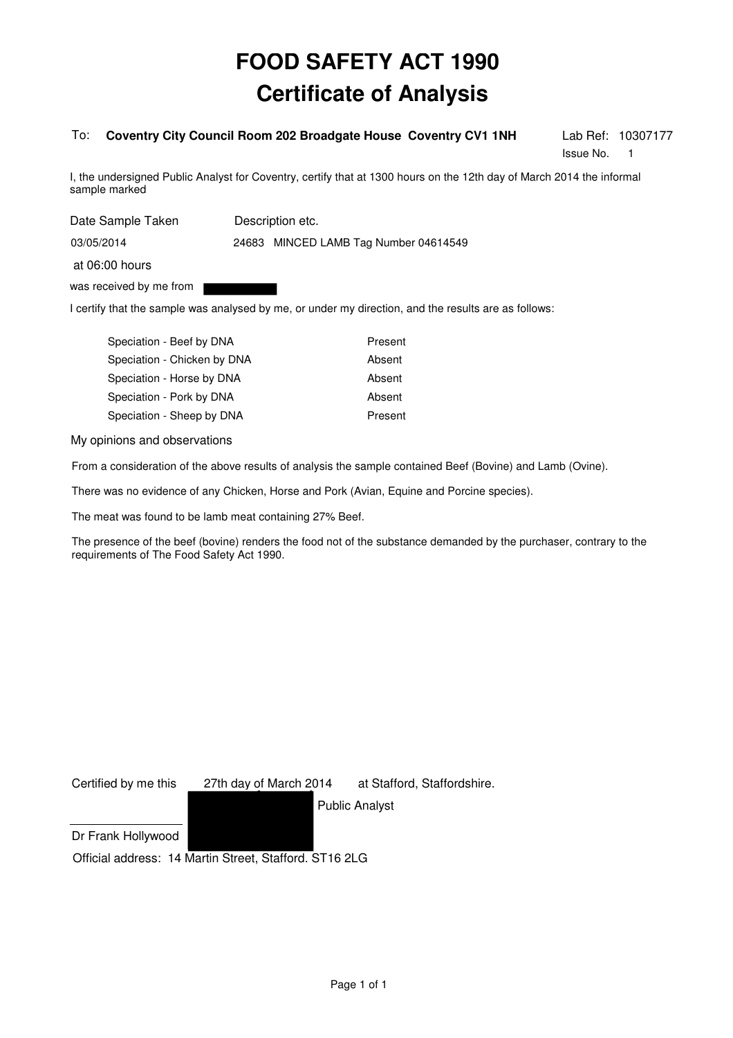# FOOD SAFETY ACT 1990
# Certificate of Analysis

To: **Coventry City Council Room 202 Broadgate House Coventry CV1 1NH**

Lab Ref: 10307177
Issue No. 1

I, the undersigned Public Analyst for Coventry, certify that at 1300 hours on the 12th day of March 2014 the informal sample marked

| Date Sample Taken | Description etc. |
|---|---|
| 03/05/2014 | 24683 MINCED LAMB Tag Number 04614549 |

at 06:00 hours

was received by me from

I certify that the sample was analysed by me, or under my direction, and the results are as follows:

| | |
|---|---|
| Speciation - Beef by DNA | Present |
| Speciation - Chicken by DNA | Absent |
| Speciation - Horse by DNA | Absent |
| Speciation - Pork by DNA | Absent |
| Speciation - Sheep by DNA | Present |

My opinions and observations

From a consideration of the above results of analysis the sample contained Beef (Bovine) and Lamb (Ovine).

There was no evidence of any Chicken, Horse and Pork (Avian, Equine and Porcine species).

The meat was found to be lamb meat containing 27% Beef.

The presence of the beef (bovine) renders the food not of the substance demanded by the purchaser, contrary to the requirements of The Food Safety Act 1990.

Certified by me this 27th day of March 2014 at Stafford, Staffordshire.

Public Analyst

Dr Frank Hollywood

Official address: 14 Martin Street, Stafford. ST16 2LG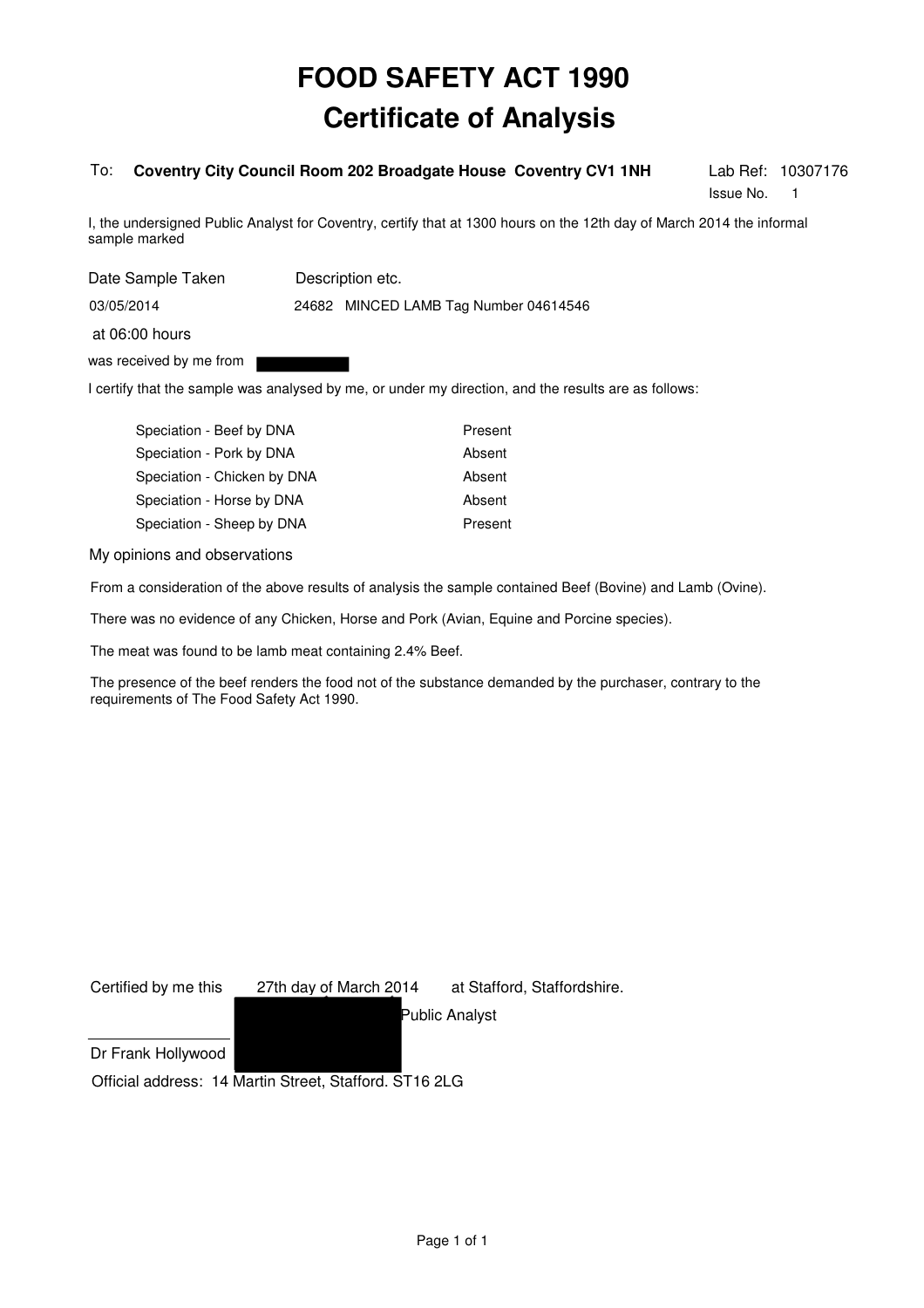# FOOD SAFETY ACT 1990
# Certificate of Analysis

To: **Coventry City Council Room 202 Broadgate House Coventry CV1 1NH**

Lab Ref: 10307176
Issue No. 1

I, the undersigned Public Analyst for Coventry, certify that at 1300 hours on the 12th day of March 2014 the informal sample marked

| Date Sample Taken | Description etc. |
|---|---|
| 03/05/2014 | 24682 MINCED LAMB Tag Number 04614546 |

at 06:00 hours

was received by me from

I certify that the sample was analysed by me, or under my direction, and the results are as follows:

| Test | Result |
|---|---|
| Speciation - Beef by DNA | Present |
| Speciation - Pork by DNA | Absent |
| Speciation - Chicken by DNA | Absent |
| Speciation - Horse by DNA | Absent |
| Speciation - Sheep by DNA | Present |

My opinions and observations

From a consideration of the above results of analysis the sample contained Beef (Bovine) and Lamb (Ovine).

There was no evidence of any Chicken, Horse and Pork (Avian, Equine and Porcine species).

The meat was found to be lamb meat containing 2.4% Beef.

The presence of the beef renders the food not of the substance demanded by the purchaser, contrary to the requirements of The Food Safety Act 1990.

Certified by me this 27th day of March 2014 at Stafford, Staffordshire.

Public Analyst

Dr Frank Hollywood

Official address: 14 Martin Street, Stafford. ST16 2LG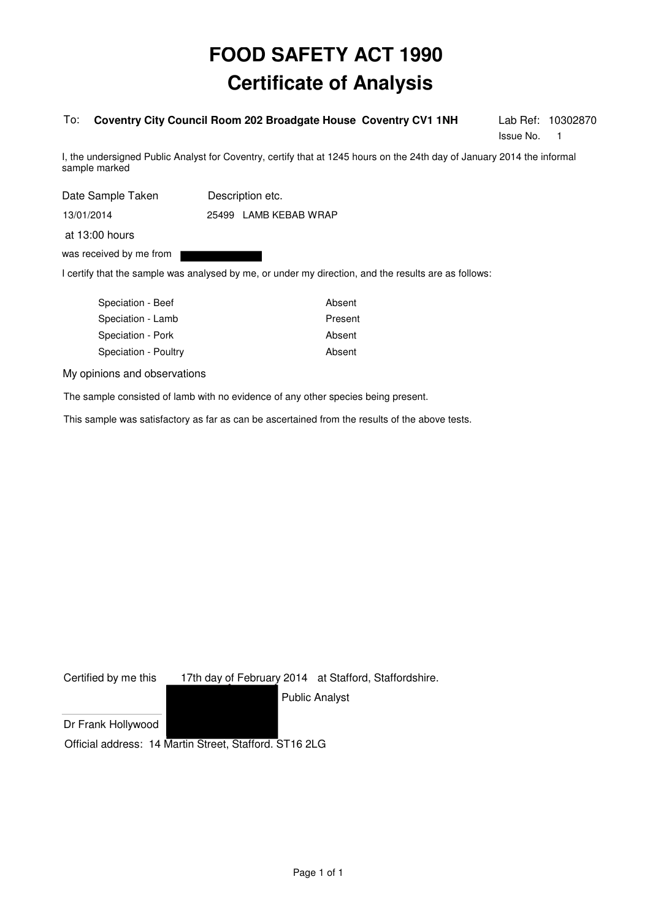# FOOD SAFETY ACT 1990
# Certificate of Analysis

To: **Coventry City Council Room 202 Broadgate House Coventry CV1 1NH**

Lab Ref: 10302870
Issue No. 1

I, the undersigned Public Analyst for Coventry, certify that at 1245 hours on the 24th day of January 2014 the informal sample marked

| Date Sample Taken | Description etc. |
|---|---|
| 13/01/2014 | 25499 LAMB KEBAB WRAP |

at 13:00 hours

was received by me from

I certify that the sample was analysed by me, or under my direction, and the results are as follows:

| | |
|---|---|
| Speciation - Beef | Absent |
| Speciation - Lamb | Present |
| Speciation - Pork | Absent |
| Speciation - Poultry | Absent |

My opinions and observations

The sample consisted of lamb with no evidence of any other species being present.

This sample was satisfactory as far as can be ascertained from the results of the above tests.

Certified by me this 17th day of February 2014 at Stafford, Staffordshire.

Public Analyst

Dr Frank Hollywood

Official address: 14 Martin Street, Stafford. ST16 2LG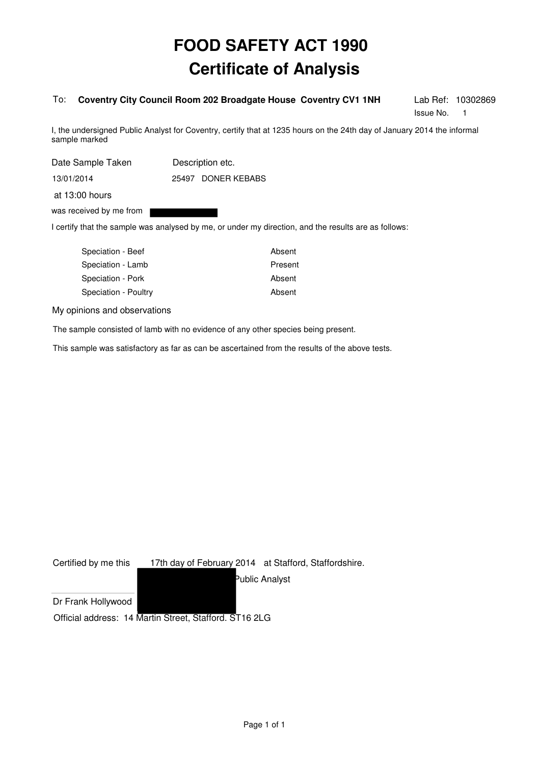# FOOD SAFETY ACT 1990
# Certificate of Analysis

To: **Coventry City Council Room 202 Broadgate House Coventry CV1 1NH**

Lab Ref: 10302869
Issue No. 1

I, the undersigned Public Analyst for Coventry, certify that at 1235 hours on the 24th day of January 2014 the informal sample marked

| Date Sample Taken | Description etc. |
|---|---|
| 13/01/2014 | 25497 DONER KEBABS |

at 13:00 hours

was received by me from

I certify that the sample was analysed by me, or under my direction, and the results are as follows:

| | |
|---|---|
| Speciation - Beef | Absent |
| Speciation - Lamb | Present |
| Speciation - Pork | Absent |
| Speciation - Poultry | Absent |

My opinions and observations

The sample consisted of lamb with no evidence of any other species being present.

This sample was satisfactory as far as can be ascertained from the results of the above tests.

Certified by me this 17th day of February 2014 at Stafford, Staffordshire.

Public Analyst

Dr Frank Hollywood

Official address: 14 Martin Street, Stafford. ST16 2LG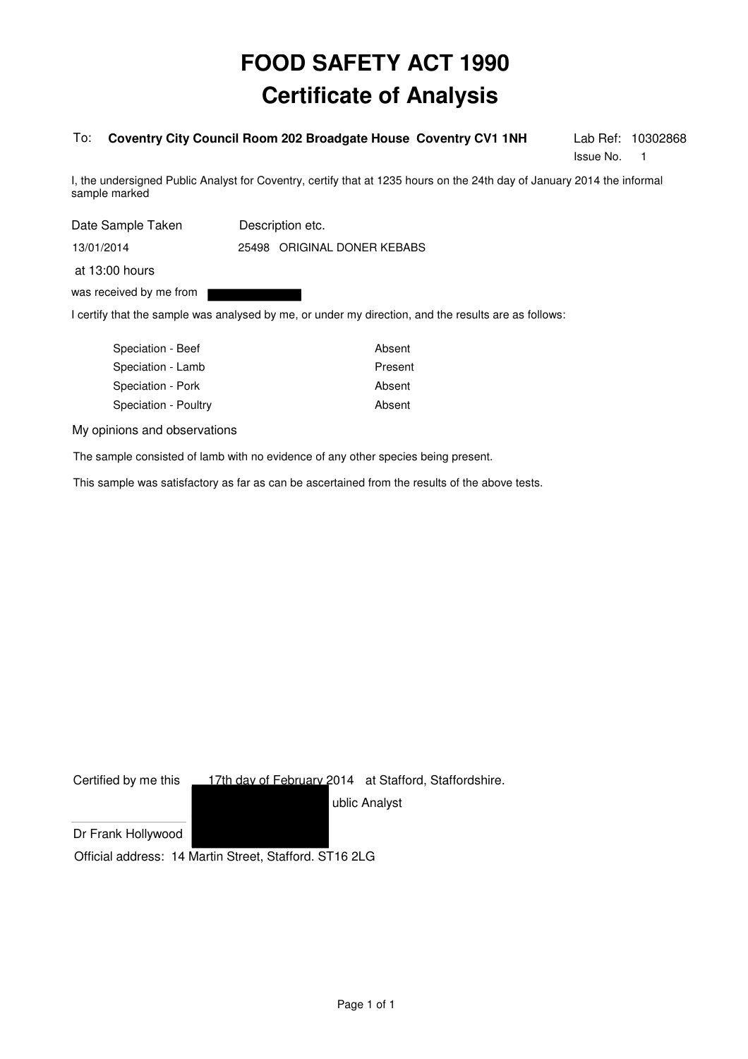# FOOD SAFETY ACT 1990
# Certificate of Analysis

To: **Coventry City Council Room 202 Broadgate House Coventry CV1 1NH**

Lab Ref: 10302868
Issue No. 1

I, the undersigned Public Analyst for Coventry, certify that at 1235 hours on the 24th day of January 2014 the informal sample marked

| Date Sample Taken | Description etc. |
|---|---|
| 13/01/2014 | 25498 ORIGINAL DONER KEBABS |

at 13:00 hours

was received by me from

I certify that the sample was analysed by me, or under my direction, and the results are as follows:

| | |
|---|---|
| Speciation - Beef | Absent |
| Speciation - Lamb | Present |
| Speciation - Pork | Absent |
| Speciation - Poultry | Absent |

My opinions and observations

The sample consisted of lamb with no evidence of any other species being present.

This sample was satisfactory as far as can be ascertained from the results of the above tests.

Certified by me this 17th day of February 2014 at Stafford, Staffordshire.

ublic Analyst

Dr Frank Hollywood

Official address: 14 Martin Street, Stafford. ST16 2LG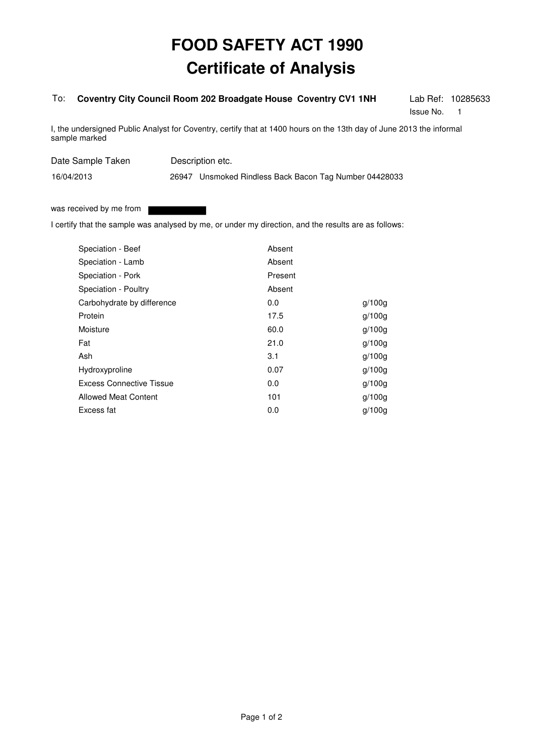# FOOD SAFETY ACT 1990

# Certificate of Analysis

To: **Coventry City Council Room 202 Broadgate House Coventry CV1 1NH**

Lab Ref: 10285633
Issue No. 1

I, the undersigned Public Analyst for Coventry, certify that at 1400 hours on the 13th day of June 2013 the informal sample marked

| Date Sample Taken | Description etc. |
|---|---|
| 16/04/2013 | 26947 Unsmoked Rindless Back Bacon Tag Number 04428033 |

was received by me from

I certify that the sample was analysed by me, or under my direction, and the results are as follows:

| | | |
|---|---|---|
| Speciation - Beef | Absent | |
| Speciation - Lamb | Absent | |
| Speciation - Pork | Present | |
| Speciation - Poultry | Absent | |
| Carbohydrate by difference | 0.0 | g/100g |
| Protein | 17.5 | g/100g |
| Moisture | 60.0 | g/100g |
| Fat | 21.0 | g/100g |
| Ash | 3.1 | g/100g |
| Hydroxyproline | 0.07 | g/100g |
| Excess Connective Tissue | 0.0 | g/100g |
| Allowed Meat Content | 101 | g/100g |
| Excess fat | 0.0 | g/100g |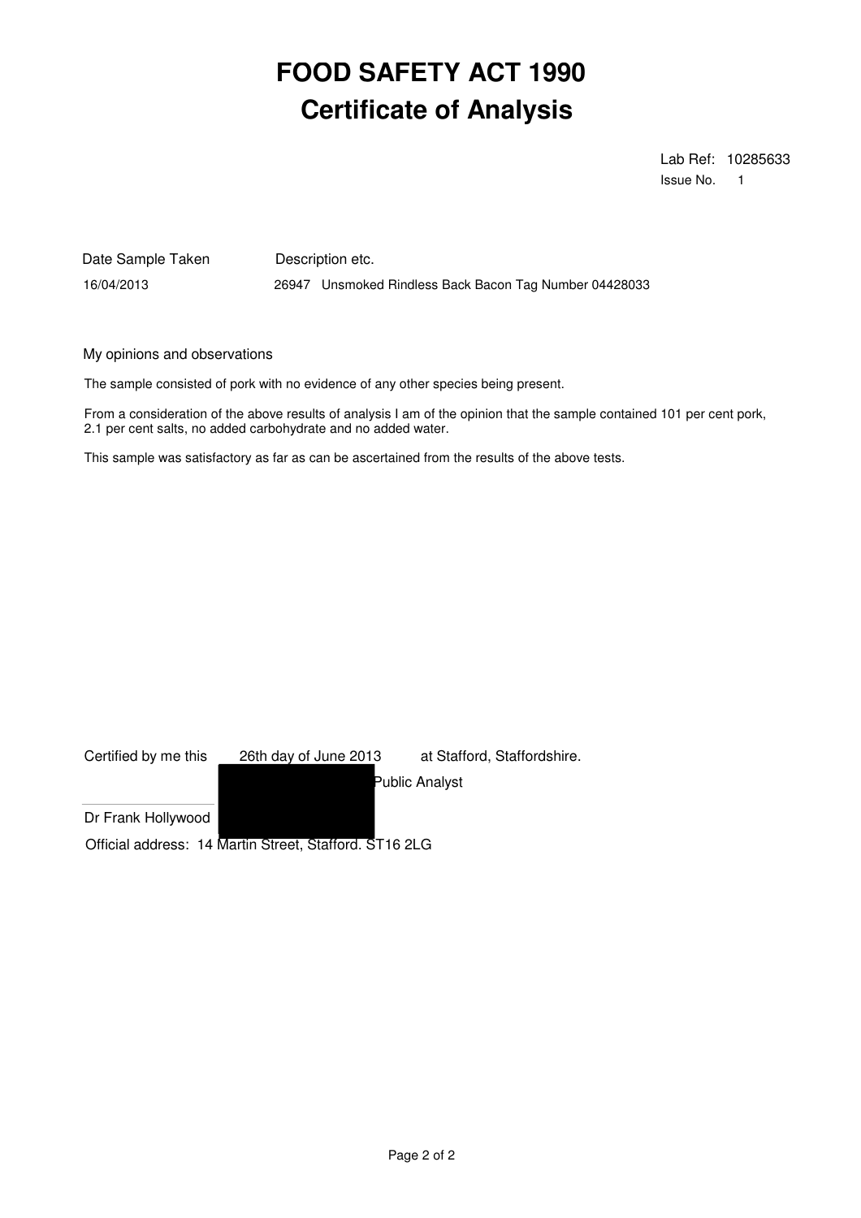# FOOD SAFETY ACT 1990
# Certificate of Analysis

Lab Ref: 10285633
Issue No. 1

| Date Sample Taken | Description etc. |
| --- | --- |
| 16/04/2013 | 26947 Unsmoked Rindless Back Bacon Tag Number 04428033 |

My opinions and observations

The sample consisted of pork with no evidence of any other species being present.

From a consideration of the above results of analysis I am of the opinion that the sample contained 101 per cent pork, 2.1 per cent salts, no added carbohydrate and no added water.

This sample was satisfactory as far as can be ascertained from the results of the above tests.

Certified by me this 26th day of June 2013 at Stafford, Staffordshire.

Public Analyst

Dr Frank Hollywood

Official address: 14 Martin Street, Stafford. ST16 2LG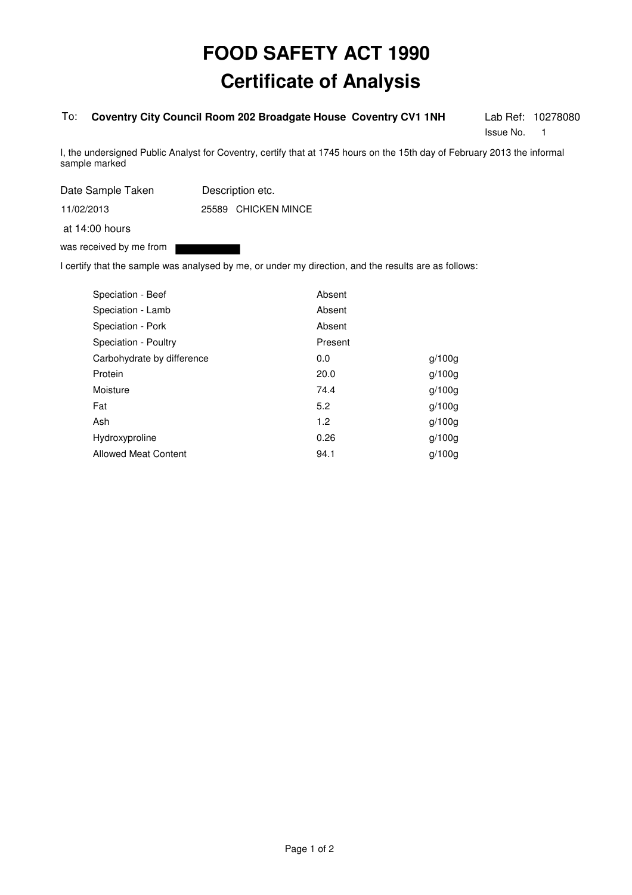# FOOD SAFETY ACT 1990

# Certificate of Analysis

To: **Coventry City Council Room 202 Broadgate House Coventry CV1 1NH**

Lab Ref: 10278080

Issue No. 1

I, the undersigned Public Analyst for Coventry, certify that at 1745 hours on the 15th day of February 2013 the informal sample marked

| Date Sample Taken | Description etc. |
|---|---|
| 11/02/2013 | 25589 CHICKEN MINCE |

at 14:00 hours

was received by me from

I certify that the sample was analysed by me, or under my direction, and the results are as follows:

| | | |
|---|---|---|
| Speciation - Beef | Absent | |
| Speciation - Lamb | Absent | |
| Speciation - Pork | Absent | |
| Speciation - Poultry | Present | |
| Carbohydrate by difference | 0.0 | g/100g |
| Protein | 20.0 | g/100g |
| Moisture | 74.4 | g/100g |
| Fat | 5.2 | g/100g |
| Ash | 1.2 | g/100g |
| Hydroxyproline | 0.26 | g/100g |
| Allowed Meat Content | 94.1 | g/100g |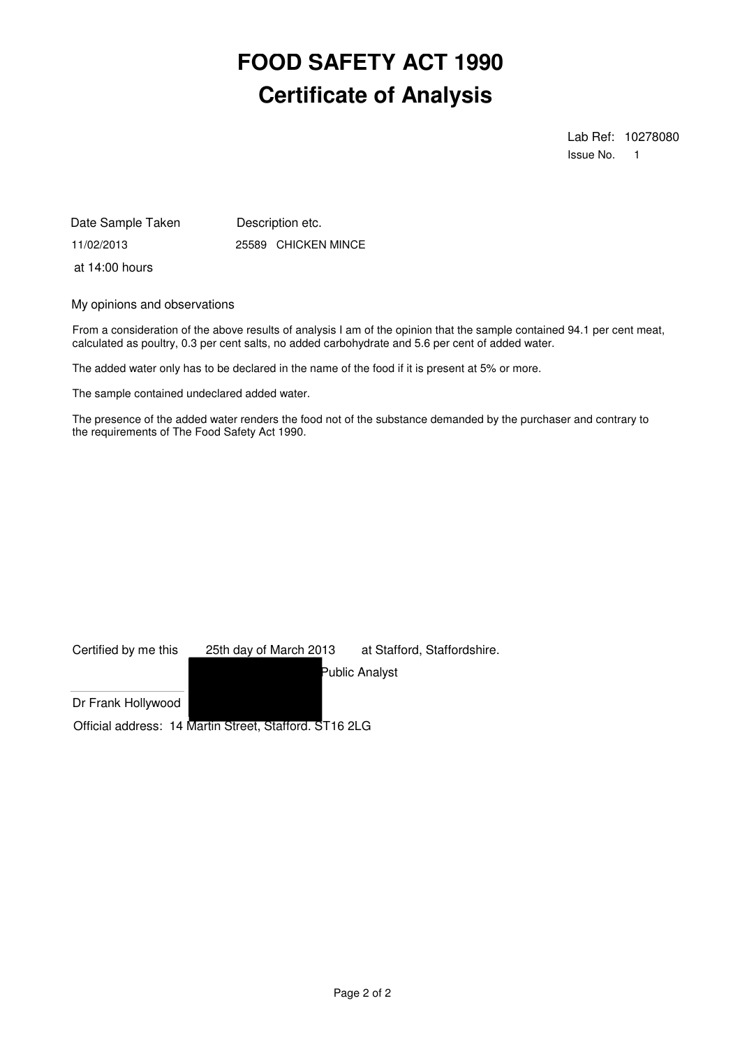# FOOD SAFETY ACT 1990
## Certificate of Analysis

Lab Ref: 10278080
Issue No. 1

| Date Sample Taken | Description etc. |
|---|---|
| 11/02/2013 at 14:00 hours | 25589 CHICKEN MINCE |

My opinions and observations

From a consideration of the above results of analysis I am of the opinion that the sample contained 94.1 per cent meat, calculated as poultry, 0.3 per cent salts, no added carbohydrate and 5.6 per cent of added water.

The added water only has to be declared in the name of the food if it is present at 5% or more.

The sample contained undeclared added water.

The presence of the added water renders the food not of the substance demanded by the purchaser and contrary to the requirements of The Food Safety Act 1990.

Certified by me this 25th day of March 2013 at Stafford, Staffordshire.

Public Analyst

Dr Frank Hollywood

Official address: 14 Martin Street, Stafford. ST16 2LG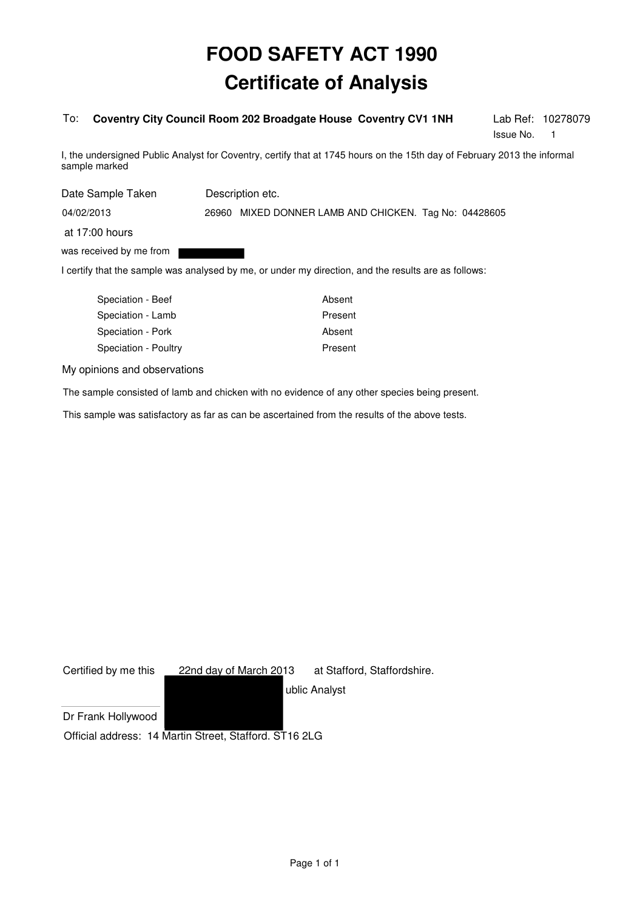# FOOD SAFETY ACT 1990
# Certificate of Analysis

To: **Coventry City Council Room 202 Broadgate House Coventry CV1 1NH**

Lab Ref: 10278079
Issue No. 1

I, the undersigned Public Analyst for Coventry, certify that at 1745 hours on the 15th day of February 2013 the informal sample marked

| Date Sample Taken | Description etc. |
| --- | --- |
| 04/02/2013 | 26960 MIXED DONNER LAMB AND CHICKEN. Tag No: 04428605 |

at 17:00 hours

was received by me from

I certify that the sample was analysed by me, or under my direction, and the results are as follows:

| | |
| --- | --- |
| Speciation - Beef | Absent |
| Speciation - Lamb | Present |
| Speciation - Pork | Absent |
| Speciation - Poultry | Present |

My opinions and observations

The sample consisted of lamb and chicken with no evidence of any other species being present.

This sample was satisfactory as far as can be ascertained from the results of the above tests.

Certified by me this 22nd day of March 2013 at Stafford, Staffordshire.

ublic Analyst

Dr Frank Hollywood

Official address: 14 Martin Street, Stafford. ST16 2LG